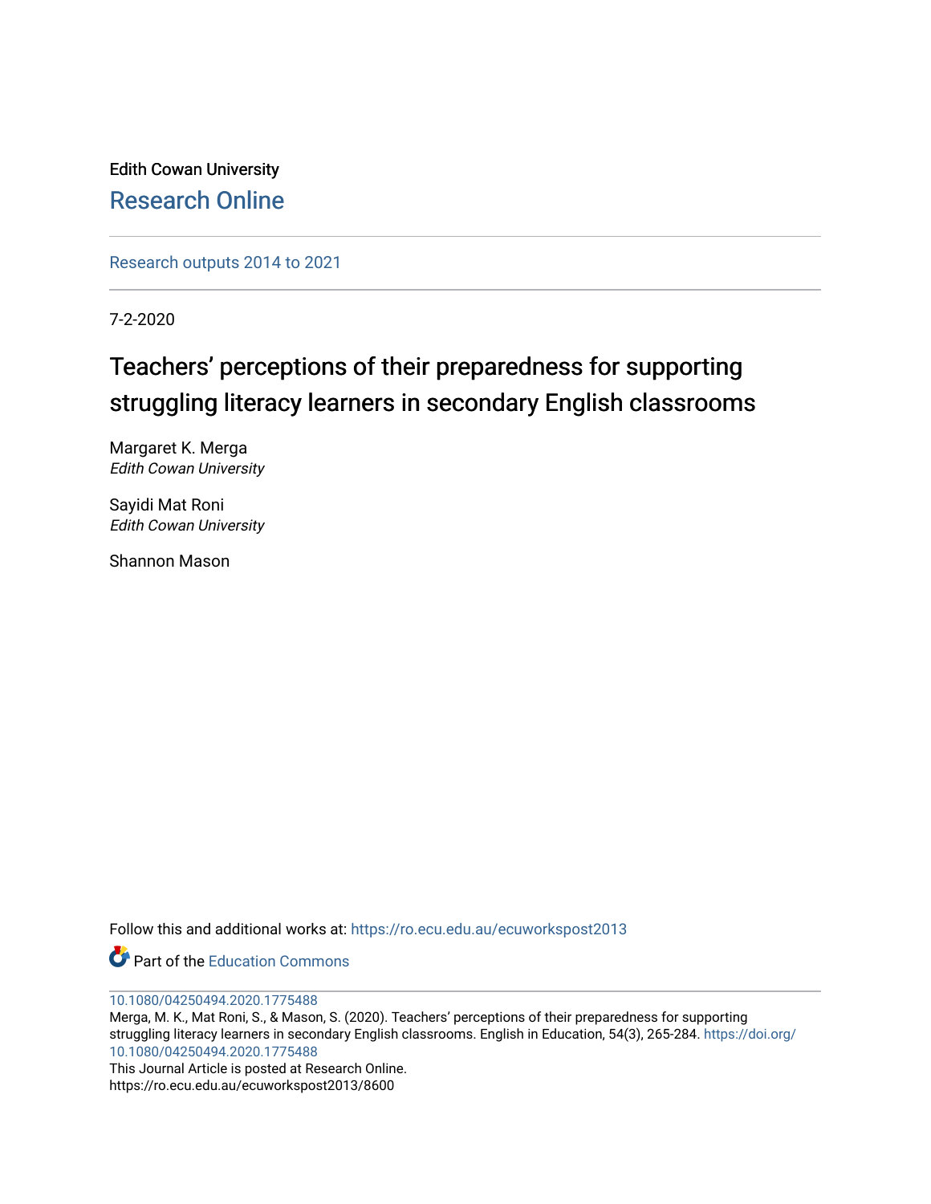Edith Cowan University

Research Online

Research outputs 2014 to 2021

7-2-2020

# Teachers' perceptions of their preparedness for supporting struggling literacy learners in secondary English classrooms

Margaret K. Merga
*Edith Cowan University*

Sayidi Mat Roni
*Edith Cowan University*

Shannon Mason

Follow this and additional works at: https://ro.ecu.edu.au/ecuworkspost2013

Part of the Education Commons

10.1080/04250494.2020.1775488

Merga, M. K., Mat Roni, S., & Mason, S. (2020). Teachers' perceptions of their preparedness for supporting struggling literacy learners in secondary English classrooms. English in Education, 54(3), 265-284. https://doi.org/10.1080/04250494.2020.1775488

This Journal Article is posted at Research Online.
https://ro.ecu.edu.au/ecuworkspost2013/8600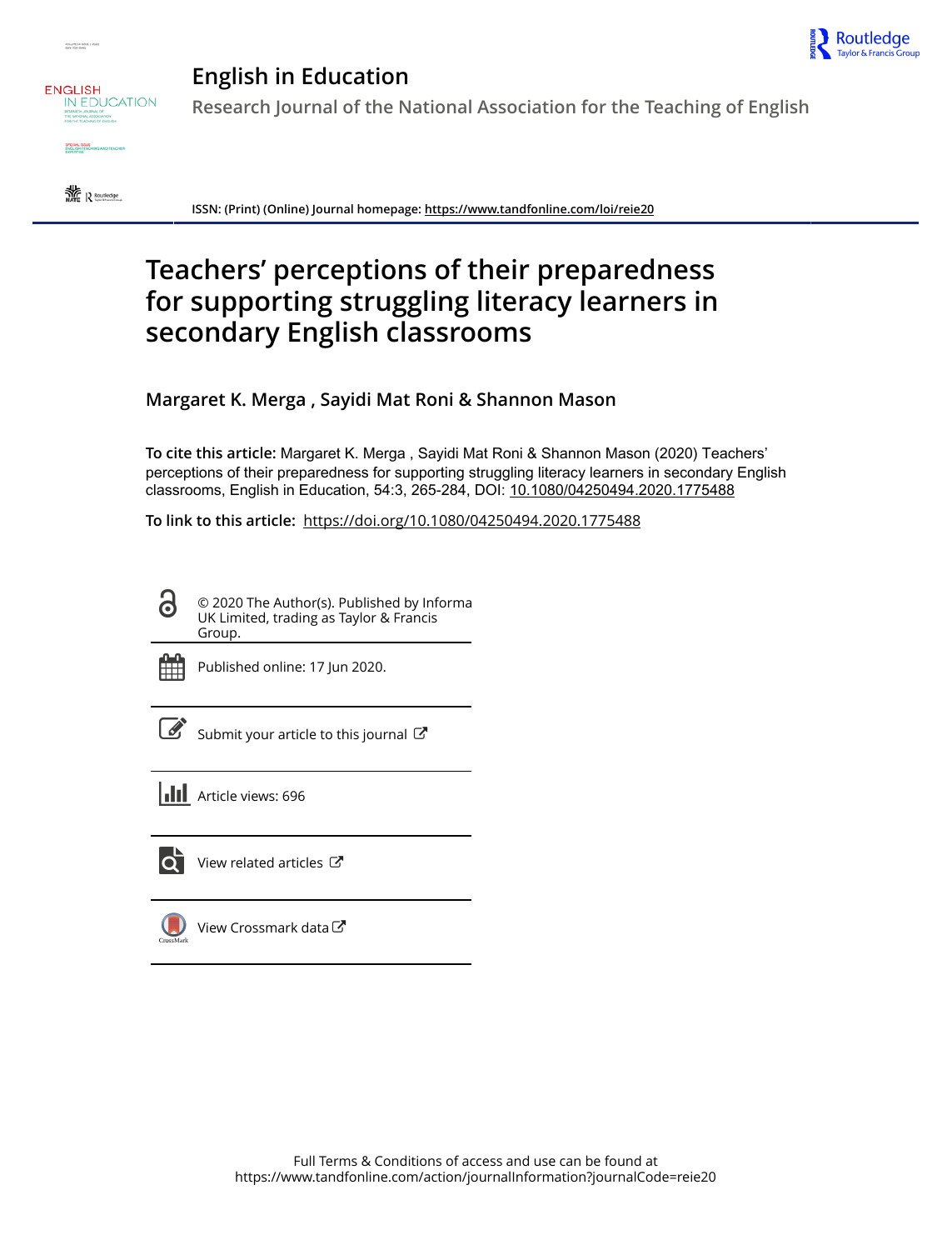# English in Education

Research Journal of the National Association for the Teaching of English

ISSN: (Print) (Online) Journal homepage: https://www.tandfonline.com/loi/reie20

# Teachers' perceptions of their preparedness for supporting struggling literacy learners in secondary English classrooms

**Margaret K. Merga , Sayidi Mat Roni & Shannon Mason**

**To cite this article:** Margaret K. Merga , Sayidi Mat Roni & Shannon Mason (2020) Teachers' perceptions of their preparedness for supporting struggling literacy learners in secondary English classrooms, English in Education, 54:3, 265-284, DOI: 10.1080/04250494.2020.1775488

**To link to this article:** https://doi.org/10.1080/04250494.2020.1775488

© 2020 The Author(s). Published by Informa UK Limited, trading as Taylor & Francis Group.

Published online: 17 Jun 2020.

Submit your article to this journal

Article views: 696

View related articles

View Crossmark data

Full Terms & Conditions of access and use can be found at https://www.tandfonline.com/action/journalInformation?journalCode=reie20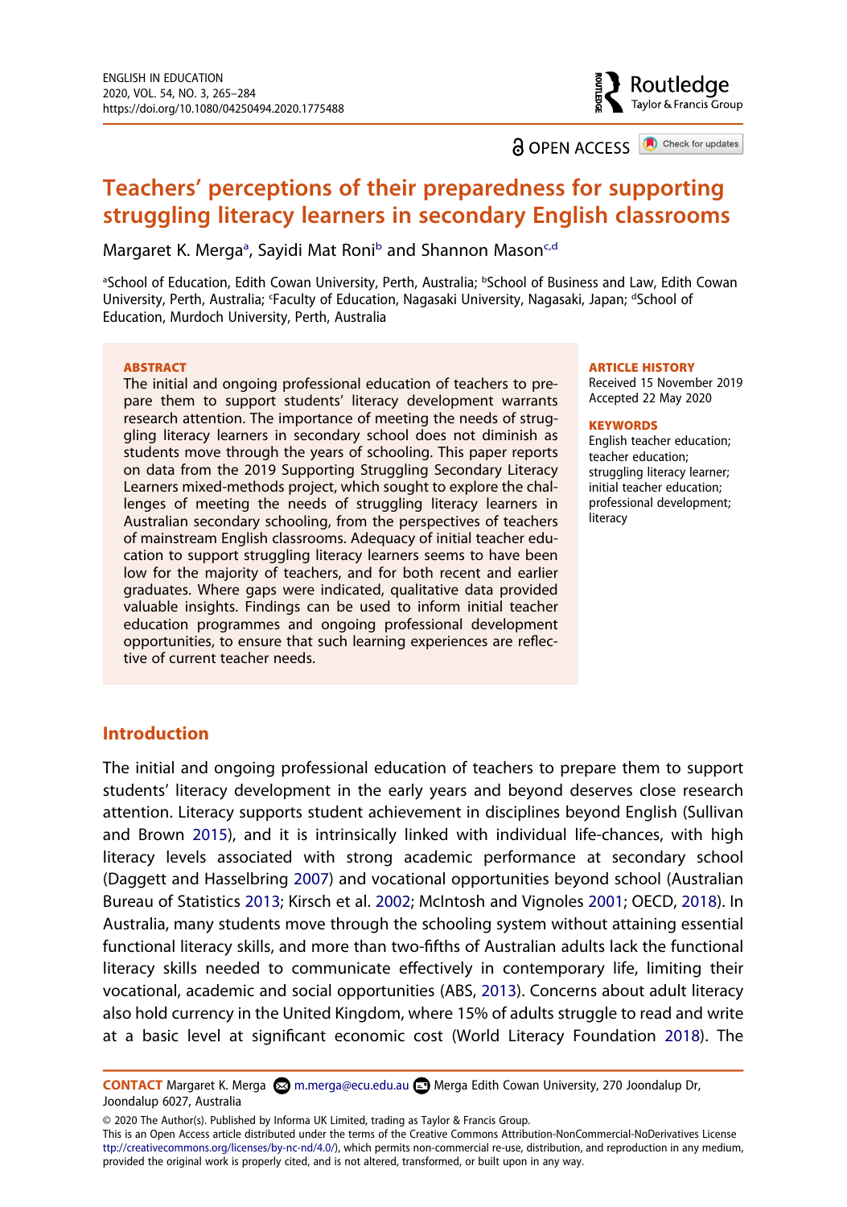# Teachers' perceptions of their preparedness for supporting struggling literacy learners in secondary English classrooms

Margaret K. Merga[a], Sayidi Mat Roni[b] and Shannon Mason[c,d]

[a]School of Education, Edith Cowan University, Perth, Australia; [b]School of Business and Law, Edith Cowan University, Perth, Australia; [c]Faculty of Education, Nagasaki University, Nagasaki, Japan; [d]School of Education, Murdoch University, Perth, Australia

## ABSTRACT

The initial and ongoing professional education of teachers to prepare them to support students' literacy development warrants research attention. The importance of meeting the needs of struggling literacy learners in secondary school does not diminish as students move through the years of schooling. This paper reports on data from the 2019 Supporting Struggling Secondary Literacy Learners mixed-methods project, which sought to explore the challenges of meeting the needs of struggling literacy learners in Australian secondary schooling, from the perspectives of teachers of mainstream English classrooms. Adequacy of initial teacher education to support struggling literacy learners seems to have been low for the majority of teachers, and for both recent and earlier graduates. Where gaps were indicated, qualitative data provided valuable insights. Findings can be used to inform initial teacher education programmes and ongoing professional development opportunities, to ensure that such learning experiences are reflective of current teacher needs.

**ARTICLE HISTORY**
Received 15 November 2019
Accepted 22 May 2020

**KEYWORDS**
English teacher education; teacher education; struggling literacy learner; initial teacher education; professional development; literacy

## Introduction

The initial and ongoing professional education of teachers to prepare them to support students' literacy development in the early years and beyond deserves close research attention. Literacy supports student achievement in disciplines beyond English (Sullivan and Brown 2015), and it is intrinsically linked with individual life-chances, with high literacy levels associated with strong academic performance at secondary school (Daggett and Hasselbring 2007) and vocational opportunities beyond school (Australian Bureau of Statistics 2013; Kirsch et al. 2002; McIntosh and Vignoles 2001; OECD, 2018). In Australia, many students move through the schooling system without attaining essential functional literacy skills, and more than two-fifths of Australian adults lack the functional literacy skills needed to communicate effectively in contemporary life, limiting their vocational, academic and social opportunities (ABS, 2013). Concerns about adult literacy also hold currency in the United Kingdom, where 15% of adults struggle to read and write at a basic level at significant economic cost (World Literacy Foundation 2018). The

**CONTACT** Margaret K. Merga m.merga@ecu.edu.au Merga Edith Cowan University, 270 Joondalup Dr, Joondalup 6027, Australia

© 2020 The Author(s). Published by Informa UK Limited, trading as Taylor & Francis Group.
This is an Open Access article distributed under the terms of the Creative Commons Attribution-NonCommercial-NoDerivatives License ttp://creativecommons.org/licenses/by-nc-nd/4.0/), which permits non-commercial re-use, distribution, and reproduction in any medium, provided the original work is properly cited, and is not altered, transformed, or built upon in any way.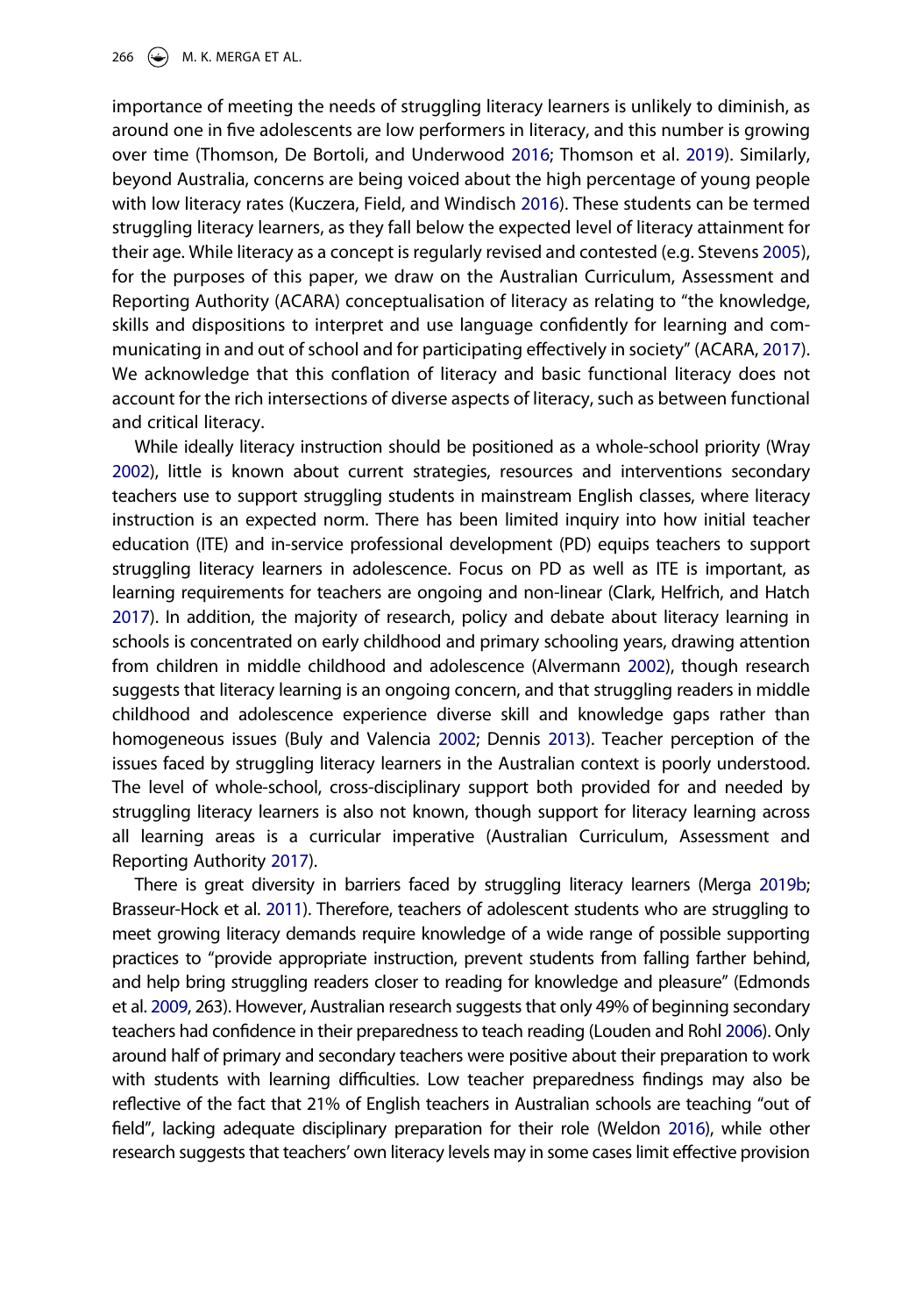importance of meeting the needs of struggling literacy learners is unlikely to diminish, as around one in five adolescents are low performers in literacy, and this number is growing over time (Thomson, De Bortoli, and Underwood 2016; Thomson et al. 2019). Similarly, beyond Australia, concerns are being voiced about the high percentage of young people with low literacy rates (Kuczera, Field, and Windisch 2016). These students can be termed struggling literacy learners, as they fall below the expected level of literacy attainment for their age. While literacy as a concept is regularly revised and contested (e.g. Stevens 2005), for the purposes of this paper, we draw on the Australian Curriculum, Assessment and Reporting Authority (ACARA) conceptualisation of literacy as relating to "the knowledge, skills and dispositions to interpret and use language confidently for learning and communicating in and out of school and for participating effectively in society" (ACARA, 2017). We acknowledge that this conflation of literacy and basic functional literacy does not account for the rich intersections of diverse aspects of literacy, such as between functional and critical literacy.

While ideally literacy instruction should be positioned as a whole-school priority (Wray 2002), little is known about current strategies, resources and interventions secondary teachers use to support struggling students in mainstream English classes, where literacy instruction is an expected norm. There has been limited inquiry into how initial teacher education (ITE) and in-service professional development (PD) equips teachers to support struggling literacy learners in adolescence. Focus on PD as well as ITE is important, as learning requirements for teachers are ongoing and non-linear (Clark, Helfrich, and Hatch 2017). In addition, the majority of research, policy and debate about literacy learning in schools is concentrated on early childhood and primary schooling years, drawing attention from children in middle childhood and adolescence (Alvermann 2002), though research suggests that literacy learning is an ongoing concern, and that struggling readers in middle childhood and adolescence experience diverse skill and knowledge gaps rather than homogeneous issues (Buly and Valencia 2002; Dennis 2013). Teacher perception of the issues faced by struggling literacy learners in the Australian context is poorly understood. The level of whole-school, cross-disciplinary support both provided for and needed by struggling literacy learners is also not known, though support for literacy learning across all learning areas is a curricular imperative (Australian Curriculum, Assessment and Reporting Authority 2017).

There is great diversity in barriers faced by struggling literacy learners (Merga 2019b; Brasseur-Hock et al. 2011). Therefore, teachers of adolescent students who are struggling to meet growing literacy demands require knowledge of a wide range of possible supporting practices to "provide appropriate instruction, prevent students from falling farther behind, and help bring struggling readers closer to reading for knowledge and pleasure" (Edmonds et al. 2009, 263). However, Australian research suggests that only 49% of beginning secondary teachers had confidence in their preparedness to teach reading (Louden and Rohl 2006). Only around half of primary and secondary teachers were positive about their preparation to work with students with learning difficulties. Low teacher preparedness findings may also be reflective of the fact that 21% of English teachers in Australian schools are teaching "out of field", lacking adequate disciplinary preparation for their role (Weldon 2016), while other research suggests that teachers' own literacy levels may in some cases limit effective provision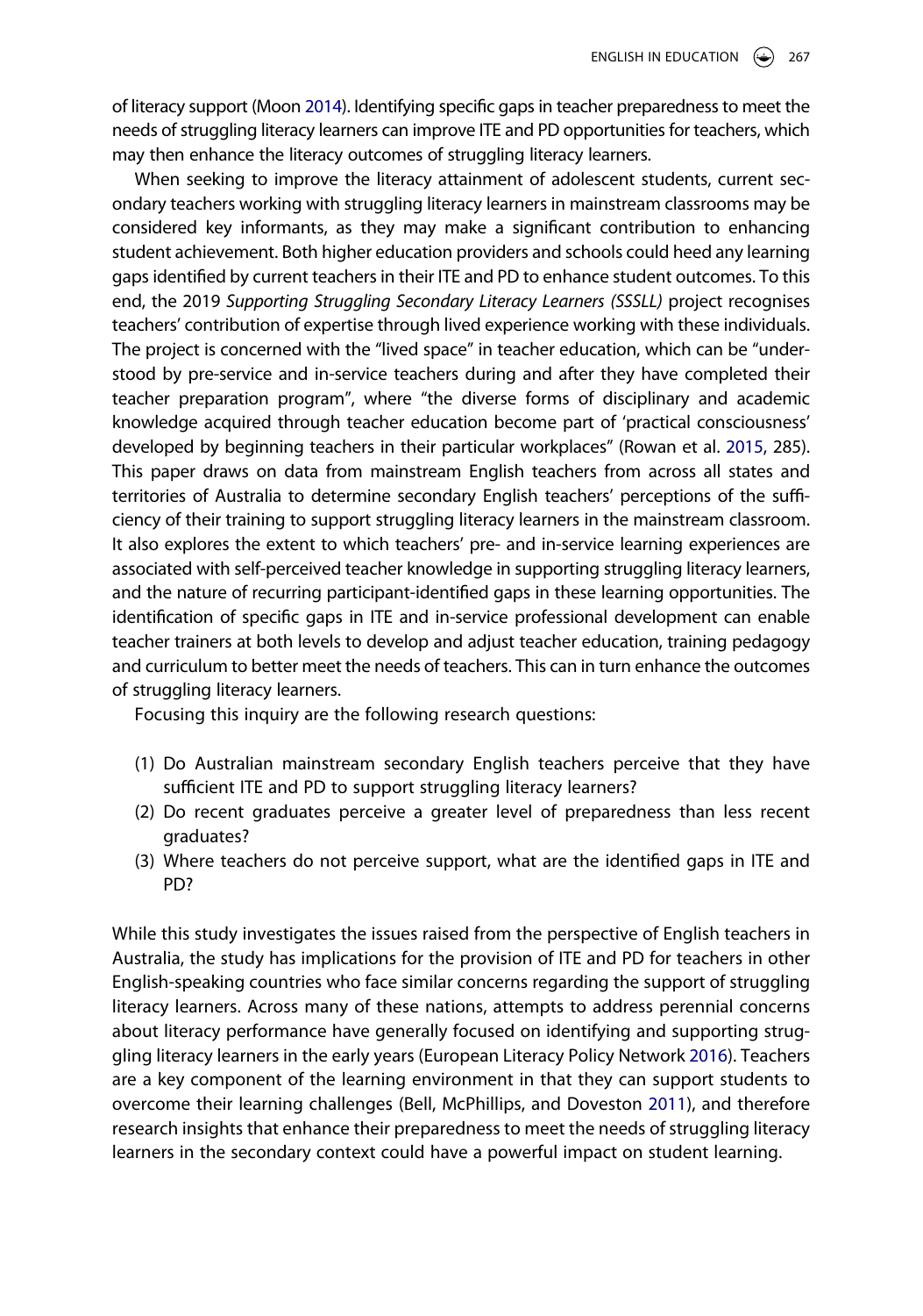of literacy support (Moon 2014). Identifying specific gaps in teacher preparedness to meet the needs of struggling literacy learners can improve ITE and PD opportunities for teachers, which may then enhance the literacy outcomes of struggling literacy learners.

When seeking to improve the literacy attainment of adolescent students, current secondary teachers working with struggling literacy learners in mainstream classrooms may be considered key informants, as they may make a significant contribution to enhancing student achievement. Both higher education providers and schools could heed any learning gaps identified by current teachers in their ITE and PD to enhance student outcomes. To this end, the 2019 *Supporting Struggling Secondary Literacy Learners (SSSLL)* project recognises teachers' contribution of expertise through lived experience working with these individuals. The project is concerned with the "lived space" in teacher education, which can be "understood by pre-service and in-service teachers during and after they have completed their teacher preparation program", where "the diverse forms of disciplinary and academic knowledge acquired through teacher education become part of 'practical consciousness' developed by beginning teachers in their particular workplaces" (Rowan et al. 2015, 285). This paper draws on data from mainstream English teachers from across all states and territories of Australia to determine secondary English teachers' perceptions of the sufficiency of their training to support struggling literacy learners in the mainstream classroom. It also explores the extent to which teachers' pre- and in-service learning experiences are associated with self-perceived teacher knowledge in supporting struggling literacy learners, and the nature of recurring participant-identified gaps in these learning opportunities. The identification of specific gaps in ITE and in-service professional development can enable teacher trainers at both levels to develop and adjust teacher education, training pedagogy and curriculum to better meet the needs of teachers. This can in turn enhance the outcomes of struggling literacy learners.

Focusing this inquiry are the following research questions:

(1) Do Australian mainstream secondary English teachers perceive that they have sufficient ITE and PD to support struggling literacy learners?
(2) Do recent graduates perceive a greater level of preparedness than less recent graduates?
(3) Where teachers do not perceive support, what are the identified gaps in ITE and PD?

While this study investigates the issues raised from the perspective of English teachers in Australia, the study has implications for the provision of ITE and PD for teachers in other English-speaking countries who face similar concerns regarding the support of struggling literacy learners. Across many of these nations, attempts to address perennial concerns about literacy performance have generally focused on identifying and supporting struggling literacy learners in the early years (European Literacy Policy Network 2016). Teachers are a key component of the learning environment in that they can support students to overcome their learning challenges (Bell, McPhillips, and Doveston 2011), and therefore research insights that enhance their preparedness to meet the needs of struggling literacy learners in the secondary context could have a powerful impact on student learning.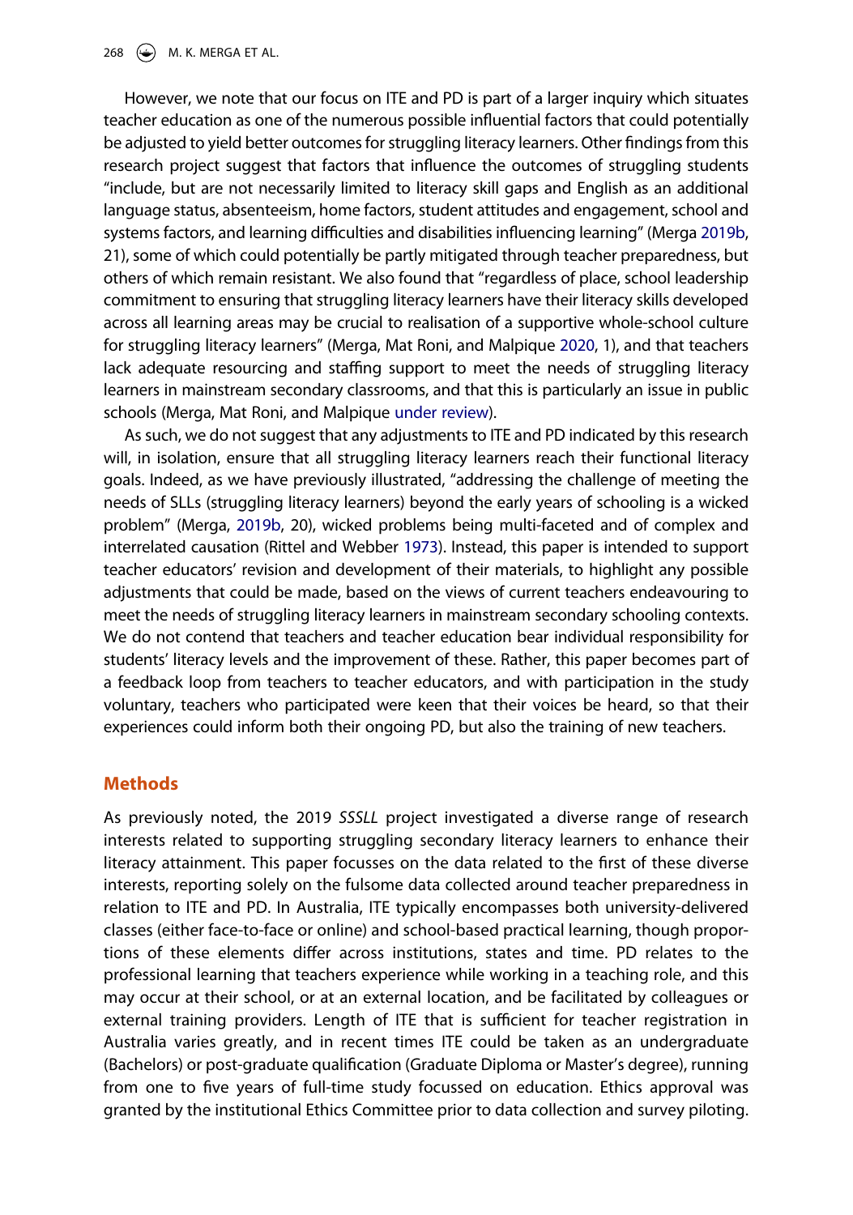However, we note that our focus on ITE and PD is part of a larger inquiry which situates teacher education as one of the numerous possible influential factors that could potentially be adjusted to yield better outcomes for struggling literacy learners. Other findings from this research project suggest that factors that influence the outcomes of struggling students "include, but are not necessarily limited to literacy skill gaps and English as an additional language status, absenteeism, home factors, student attitudes and engagement, school and systems factors, and learning difficulties and disabilities influencing learning" (Merga 2019b, 21), some of which could potentially be partly mitigated through teacher preparedness, but others of which remain resistant. We also found that "regardless of place, school leadership commitment to ensuring that struggling literacy learners have their literacy skills developed across all learning areas may be crucial to realisation of a supportive whole-school culture for struggling literacy learners" (Merga, Mat Roni, and Malpique 2020, 1), and that teachers lack adequate resourcing and staffing support to meet the needs of struggling literacy learners in mainstream secondary classrooms, and that this is particularly an issue in public schools (Merga, Mat Roni, and Malpique under review).

As such, we do not suggest that any adjustments to ITE and PD indicated by this research will, in isolation, ensure that all struggling literacy learners reach their functional literacy goals. Indeed, as we have previously illustrated, "addressing the challenge of meeting the needs of SLLs (struggling literacy learners) beyond the early years of schooling is a wicked problem" (Merga, 2019b, 20), wicked problems being multi-faceted and of complex and interrelated causation (Rittel and Webber 1973). Instead, this paper is intended to support teacher educators' revision and development of their materials, to highlight any possible adjustments that could be made, based on the views of current teachers endeavouring to meet the needs of struggling literacy learners in mainstream secondary schooling contexts. We do not contend that teachers and teacher education bear individual responsibility for students' literacy levels and the improvement of these. Rather, this paper becomes part of a feedback loop from teachers to teacher educators, and with participation in the study voluntary, teachers who participated were keen that their voices be heard, so that their experiences could inform both their ongoing PD, but also the training of new teachers.

## Methods

As previously noted, the 2019 *SSSLL* project investigated a diverse range of research interests related to supporting struggling secondary literacy learners to enhance their literacy attainment. This paper focusses on the data related to the first of these diverse interests, reporting solely on the fulsome data collected around teacher preparedness in relation to ITE and PD. In Australia, ITE typically encompasses both university-delivered classes (either face-to-face or online) and school-based practical learning, though proportions of these elements differ across institutions, states and time. PD relates to the professional learning that teachers experience while working in a teaching role, and this may occur at their school, or at an external location, and be facilitated by colleagues or external training providers. Length of ITE that is sufficient for teacher registration in Australia varies greatly, and in recent times ITE could be taken as an undergraduate (Bachelors) or post-graduate qualification (Graduate Diploma or Master's degree), running from one to five years of full-time study focussed on education. Ethics approval was granted by the institutional Ethics Committee prior to data collection and survey piloting.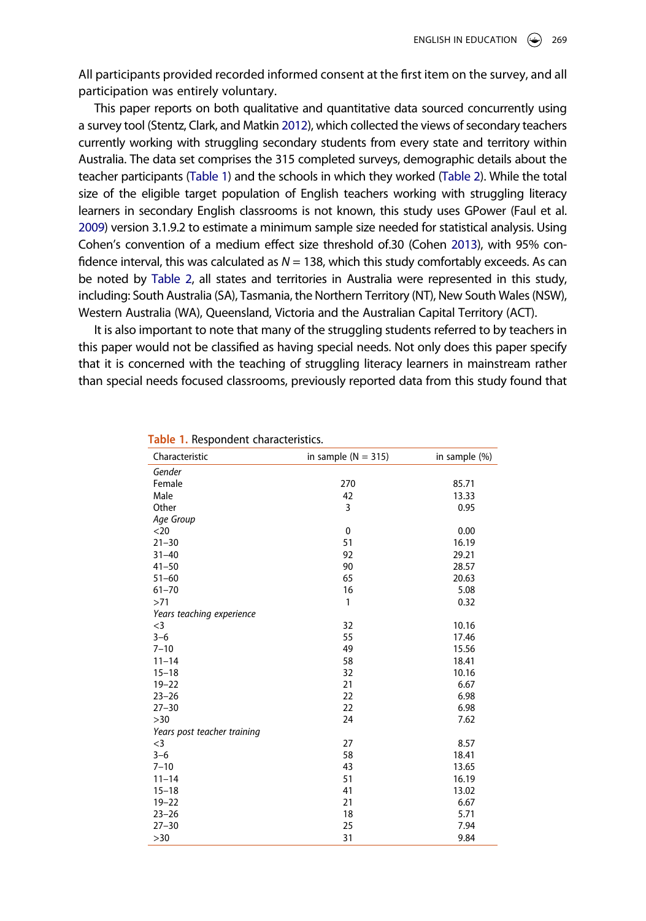All participants provided recorded informed consent at the first item on the survey, and all participation was entirely voluntary.

This paper reports on both qualitative and quantitative data sourced concurrently using a survey tool (Stentz, Clark, and Matkin 2012), which collected the views of secondary teachers currently working with struggling secondary students from every state and territory within Australia. The data set comprises the 315 completed surveys, demographic details about the teacher participants (Table 1) and the schools in which they worked (Table 2). While the total size of the eligible target population of English teachers working with struggling literacy learners in secondary English classrooms is not known, this study uses GPower (Faul et al. 2009) version 3.1.9.2 to estimate a minimum sample size needed for statistical analysis. Using Cohen's convention of a medium effect size threshold of.30 (Cohen 2013), with 95% confidence interval, this was calculated as $N = 138$, which this study comfortably exceeds. As can be noted by Table 2, all states and territories in Australia were represented in this study, including: South Australia (SA), Tasmania, the Northern Territory (NT), New South Wales (NSW), Western Australia (WA), Queensland, Victoria and the Australian Capital Territory (ACT).

It is also important to note that many of the struggling students referred to by teachers in this paper would not be classified as having special needs. Not only does this paper specify that it is concerned with the teaching of struggling literacy learners in mainstream rather than special needs focused classrooms, previously reported data from this study found that

**Table 1.** Respondent characteristics.

| Characteristic | in sample (N = 315) | in sample (%) |
|---|---|---|
| *Gender* | | |
| Female | 270 | 85.71 |
| Male | 42 | 13.33 |
| Other | 3 | 0.95 |
| *Age Group* | | |
| <20 | 0 | 0.00 |
| 21–30 | 51 | 16.19 |
| 31–40 | 92 | 29.21 |
| 41–50 | 90 | 28.57 |
| 51–60 | 65 | 20.63 |
| 61–70 | 16 | 5.08 |
| >71 | 1 | 0.32 |
| *Years teaching experience* | | |
| <3 | 32 | 10.16 |
| 3–6 | 55 | 17.46 |
| 7–10 | 49 | 15.56 |
| 11–14 | 58 | 18.41 |
| 15–18 | 32 | 10.16 |
| 19–22 | 21 | 6.67 |
| 23–26 | 22 | 6.98 |
| 27–30 | 22 | 6.98 |
| >30 | 24 | 7.62 |
| *Years post teacher training* | | |
| <3 | 27 | 8.57 |
| 3–6 | 58 | 18.41 |
| 7–10 | 43 | 13.65 |
| 11–14 | 51 | 16.19 |
| 15–18 | 41 | 13.02 |
| 19–22 | 21 | 6.67 |
| 23–26 | 18 | 5.71 |
| 27–30 | 25 | 7.94 |
| >30 | 31 | 9.84 |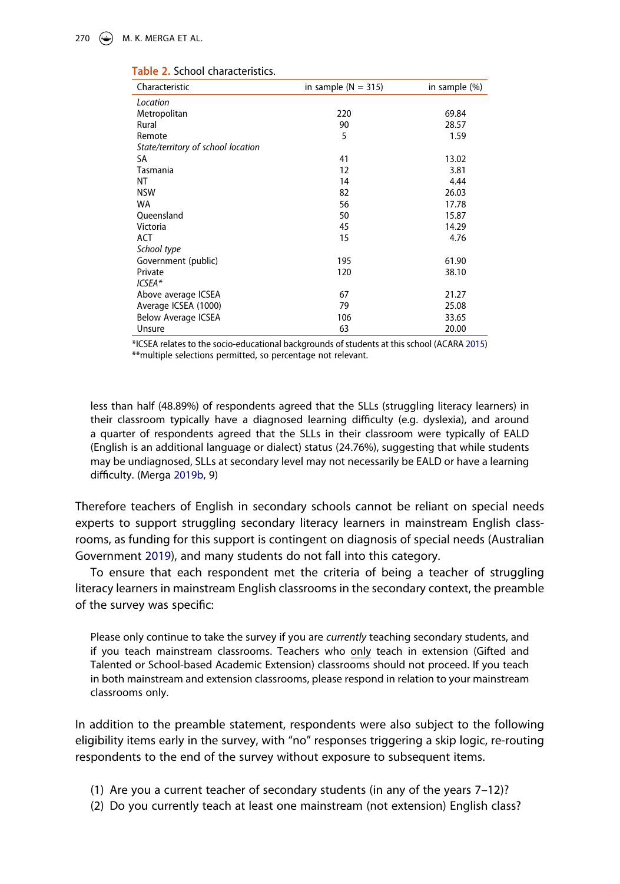Table 2. School characteristics.

| Characteristic | in sample (N = 315) | in sample (%) |
|---|---|---|
| *Location* | | |
| Metropolitan | 220 | 69.84 |
| Rural | 90 | 28.57 |
| Remote | 5 | 1.59 |
| *State/territory of school location* | | |
| SA | 41 | 13.02 |
| Tasmania | 12 | 3.81 |
| NT | 14 | 4.44 |
| NSW | 82 | 26.03 |
| WA | 56 | 17.78 |
| Queensland | 50 | 15.87 |
| Victoria | 45 | 14.29 |
| ACT | 15 | 4.76 |
| *School type* | | |
| Government (public) | 195 | 61.90 |
| Private | 120 | 38.10 |
| *ICSEA** | | |
| Above average ICSEA | 67 | 21.27 |
| Average ICSEA (1000) | 79 | 25.08 |
| Below Average ICSEA | 106 | 33.65 |
| Unsure | 63 | 20.00 |

*ICSEA relates to the socio-educational backgrounds of students at this school (ACARA 2015)
**multiple selections permitted, so percentage not relevant.

> less than half (48.89%) of respondents agreed that the SLLs (struggling literacy learners) in their classroom typically have a diagnosed learning difficulty (e.g. dyslexia), and around a quarter of respondents agreed that the SLLs in their classroom were typically of EALD (English is an additional language or dialect) status (24.76%), suggesting that while students may be undiagnosed, SLLs at secondary level may not necessarily be EALD or have a learning difficulty. (Merga 2019b, 9)

Therefore teachers of English in secondary schools cannot be reliant on special needs experts to support struggling secondary literacy learners in mainstream English classrooms, as funding for this support is contingent on diagnosis of special needs (Australian Government 2019), and many students do not fall into this category.

To ensure that each respondent met the criteria of being a teacher of struggling literacy learners in mainstream English classrooms in the secondary context, the preamble of the survey was specific:

> Please only continue to take the survey if you are *currently* teaching secondary students, and if you teach mainstream classrooms. Teachers who only teach in extension (Gifted and Talented or School-based Academic Extension) classrooms should not proceed. If you teach in both mainstream and extension classrooms, please respond in relation to your mainstream classrooms only.

In addition to the preamble statement, respondents were also subject to the following eligibility items early in the survey, with "no" responses triggering a skip logic, re-routing respondents to the end of the survey without exposure to subsequent items.

(1) Are you a current teacher of secondary students (in any of the years 7–12)?
(2) Do you currently teach at least one mainstream (not extension) English class?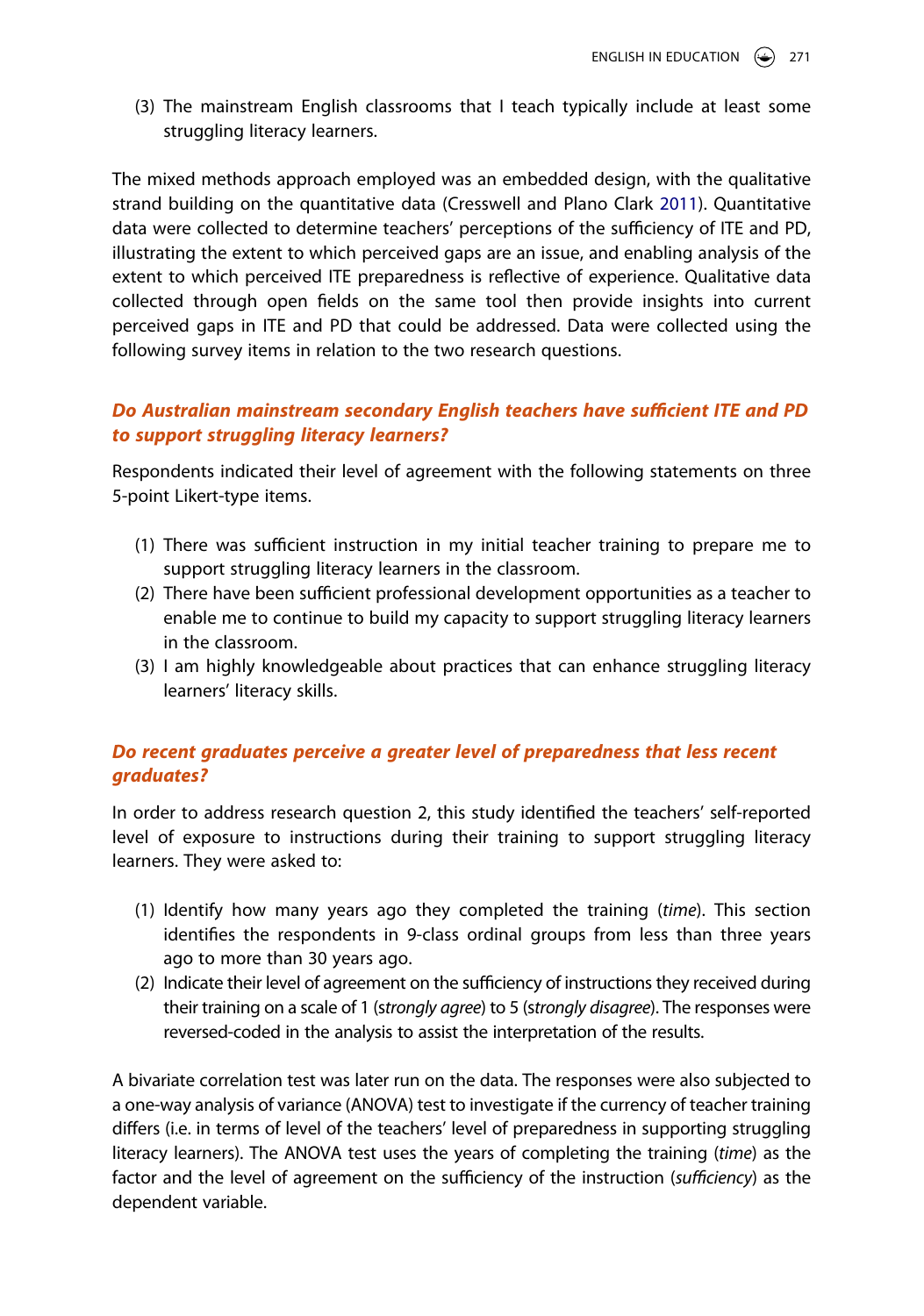(3) The mainstream English classrooms that I teach typically include at least some struggling literacy learners.

The mixed methods approach employed was an embedded design, with the qualitative strand building on the quantitative data (Cresswell and Plano Clark 2011). Quantitative data were collected to determine teachers' perceptions of the sufficiency of ITE and PD, illustrating the extent to which perceived gaps are an issue, and enabling analysis of the extent to which perceived ITE preparedness is reflective of experience. Qualitative data collected through open fields on the same tool then provide insights into current perceived gaps in ITE and PD that could be addressed. Data were collected using the following survey items in relation to the two research questions.

### *Do Australian mainstream secondary English teachers have sufficient ITE and PD to support struggling literacy learners?*

Respondents indicated their level of agreement with the following statements on three 5-point Likert-type items.

(1) There was sufficient instruction in my initial teacher training to prepare me to support struggling literacy learners in the classroom.
(2) There have been sufficient professional development opportunities as a teacher to enable me to continue to build my capacity to support struggling literacy learners in the classroom.
(3) I am highly knowledgeable about practices that can enhance struggling literacy learners' literacy skills.

### *Do recent graduates perceive a greater level of preparedness that less recent graduates?*

In order to address research question 2, this study identified the teachers' self-reported level of exposure to instructions during their training to support struggling literacy learners. They were asked to:

(1) Identify how many years ago they completed the training (*time*). This section identifies the respondents in 9-class ordinal groups from less than three years ago to more than 30 years ago.
(2) Indicate their level of agreement on the sufficiency of instructions they received during their training on a scale of 1 (*strongly agree*) to 5 (*strongly disagree*). The responses were reversed-coded in the analysis to assist the interpretation of the results.

A bivariate correlation test was later run on the data. The responses were also subjected to a one-way analysis of variance (ANOVA) test to investigate if the currency of teacher training differs (i.e. in terms of level of the teachers' level of preparedness in supporting struggling literacy learners). The ANOVA test uses the years of completing the training (*time*) as the factor and the level of agreement on the sufficiency of the instruction (*sufficiency*) as the dependent variable.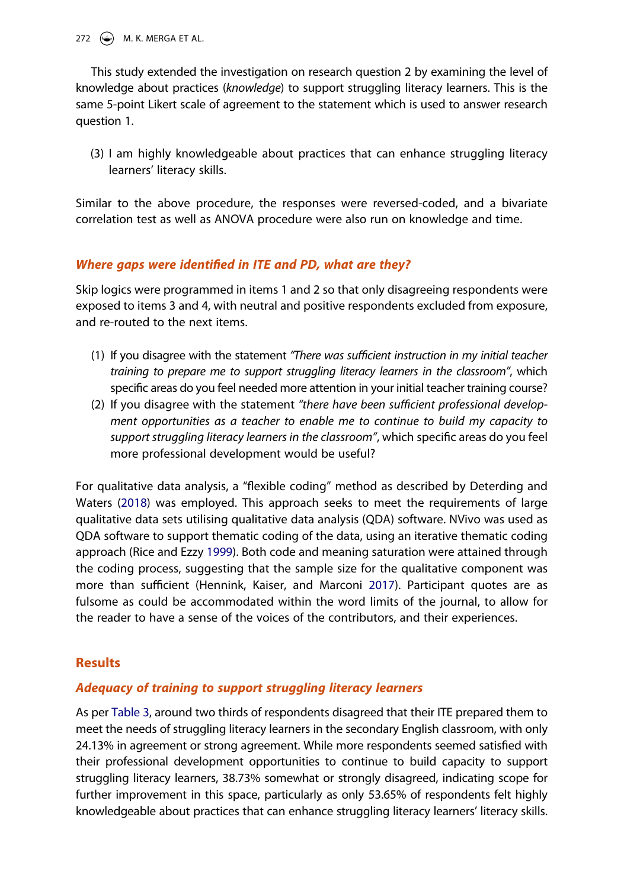This study extended the investigation on research question 2 by examining the level of knowledge about practices (*knowledge*) to support struggling literacy learners. This is the same 5-point Likert scale of agreement to the statement which is used to answer research question 1.

(3) I am highly knowledgeable about practices that can enhance struggling literacy learners' literacy skills.

Similar to the above procedure, the responses were reversed-coded, and a bivariate correlation test as well as ANOVA procedure were also run on knowledge and time.

### *Where gaps were identified in ITE and PD, what are they?*

Skip logics were programmed in items 1 and 2 so that only disagreeing respondents were exposed to items 3 and 4, with neutral and positive respondents excluded from exposure, and re-routed to the next items.

(1) If you disagree with the statement *"There was sufficient instruction in my initial teacher training to prepare me to support struggling literacy learners in the classroom"*, which specific areas do you feel needed more attention in your initial teacher training course?
(2) If you disagree with the statement *"there have been sufficient professional development opportunities as a teacher to enable me to continue to build my capacity to support struggling literacy learners in the classroom"*, which specific areas do you feel more professional development would be useful?

For qualitative data analysis, a "flexible coding" method as described by Deterding and Waters (2018) was employed. This approach seeks to meet the requirements of large qualitative data sets utilising qualitative data analysis (QDA) software. NVivo was used as QDA software to support thematic coding of the data, using an iterative thematic coding approach (Rice and Ezzy 1999). Both code and meaning saturation were attained through the coding process, suggesting that the sample size for the qualitative component was more than sufficient (Hennink, Kaiser, and Marconi 2017). Participant quotes are as fulsome as could be accommodated within the word limits of the journal, to allow for the reader to have a sense of the voices of the contributors, and their experiences.

## Results

### *Adequacy of training to support struggling literacy learners*

As per Table 3, around two thirds of respondents disagreed that their ITE prepared them to meet the needs of struggling literacy learners in the secondary English classroom, with only 24.13% in agreement or strong agreement. While more respondents seemed satisfied with their professional development opportunities to continue to build capacity to support struggling literacy learners, 38.73% somewhat or strongly disagreed, indicating scope for further improvement in this space, particularly as only 53.65% of respondents felt highly knowledgeable about practices that can enhance struggling literacy learners' literacy skills.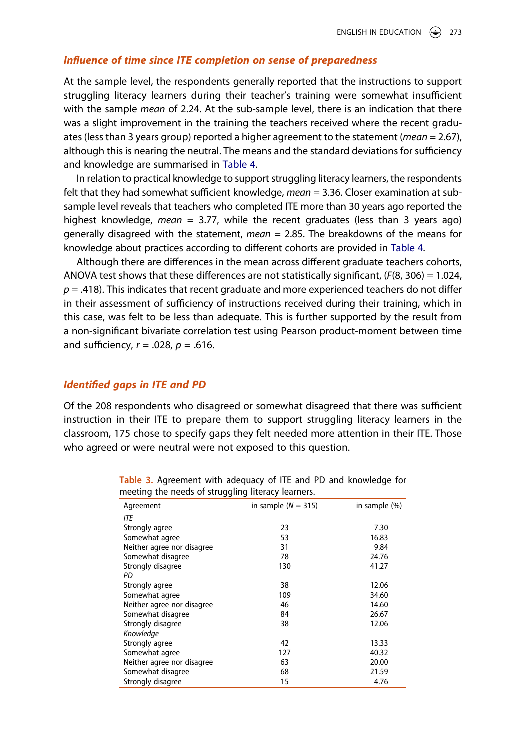### *Influence of time since ITE completion on sense of preparedness*

At the sample level, the respondents generally reported that the instructions to support struggling literacy learners during their teacher's training were somewhat insufficient with the sample *mean* of 2.24. At the sub-sample level, there is an indication that there was a slight improvement in the training the teachers received where the recent graduates (less than 3 years group) reported a higher agreement to the statement (*mean* = 2.67), although this is nearing the neutral. The means and the standard deviations for sufficiency and knowledge are summarised in Table 4.

In relation to practical knowledge to support struggling literacy learners, the respondents felt that they had somewhat sufficient knowledge, *mean* = 3.36. Closer examination at sub-sample level reveals that teachers who completed ITE more than 30 years ago reported the highest knowledge, *mean* = 3.77, while the recent graduates (less than 3 years ago) generally disagreed with the statement, *mean* = 2.85. The breakdowns of the means for knowledge about practices according to different cohorts are provided in Table 4.

Although there are differences in the mean across different graduate teachers cohorts, ANOVA test shows that these differences are not statistically significant, ($F(8, 306) = 1.024$, $p = .418$). This indicates that recent graduate and more experienced teachers do not differ in their assessment of sufficiency of instructions received during their training, which in this case, was felt to be less than adequate. This is further supported by the result from a non-significant bivariate correlation test using Pearson product-moment between time and sufficiency, $r = .028$, $p = .616$.

### *Identified gaps in ITE and PD*

Of the 208 respondents who disagreed or somewhat disagreed that there was sufficient instruction in their ITE to prepare them to support struggling literacy learners in the classroom, 175 chose to specify gaps they felt needed more attention in their ITE. Those who agreed or were neutral were not exposed to this question.

**Table 3.** Agreement with adequacy of ITE and PD and knowledge for meeting the needs of struggling literacy learners.

| Agreement | in sample ($N$ = 315) | in sample (%) |
|---|---|---|
| *ITE* | | |
| Strongly agree | 23 | 7.30 |
| Somewhat agree | 53 | 16.83 |
| Neither agree nor disagree | 31 | 9.84 |
| Somewhat disagree | 78 | 24.76 |
| Strongly disagree | 130 | 41.27 |
| *PD* | | |
| Strongly agree | 38 | 12.06 |
| Somewhat agree | 109 | 34.60 |
| Neither agree nor disagree | 46 | 14.60 |
| Somewhat disagree | 84 | 26.67 |
| Strongly disagree | 38 | 12.06 |
| *Knowledge* | | |
| Strongly agree | 42 | 13.33 |
| Somewhat agree | 127 | 40.32 |
| Neither agree nor disagree | 63 | 20.00 |
| Somewhat disagree | 68 | 21.59 |
| Strongly disagree | 15 | 4.76 |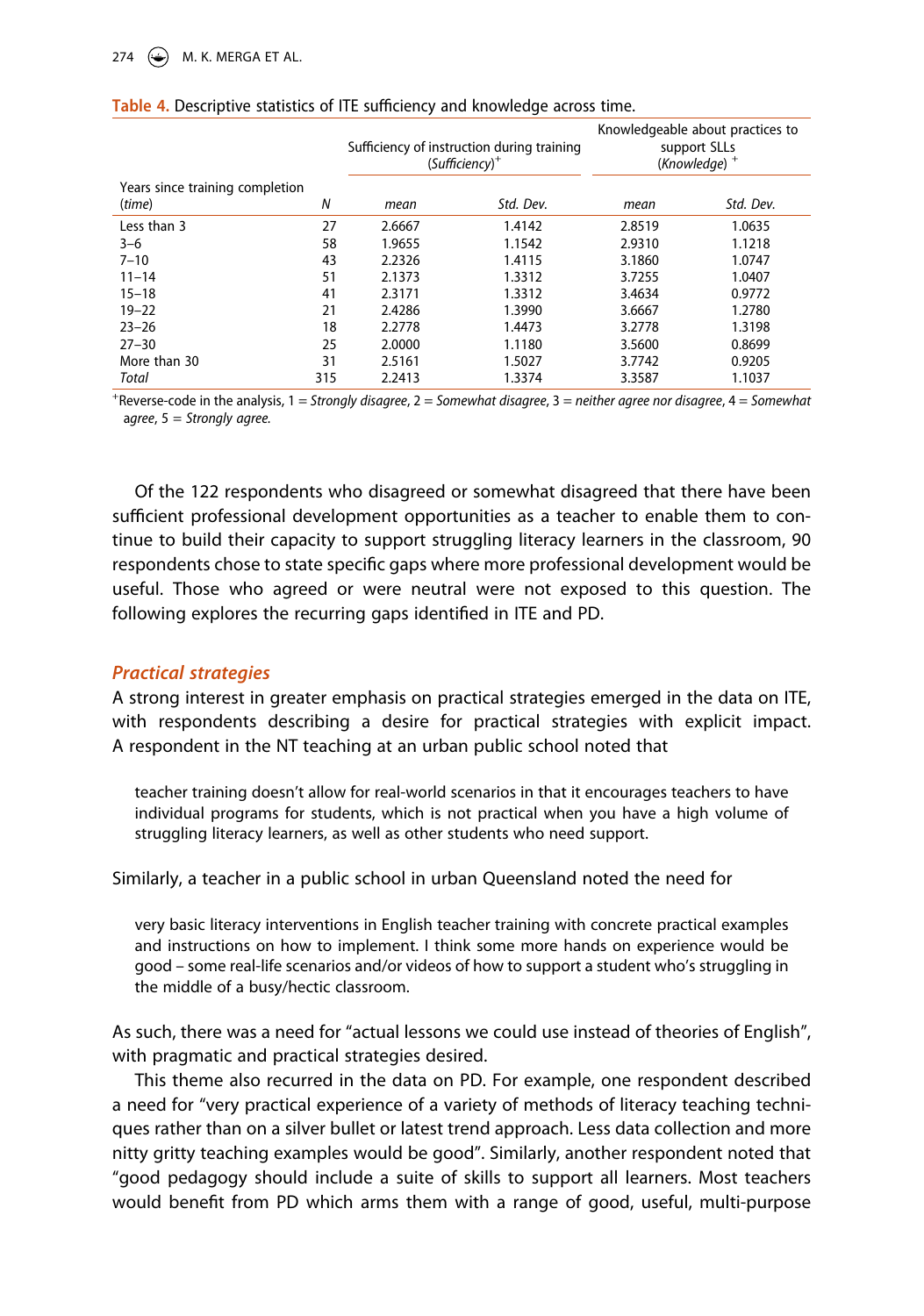**Table 4.** Descriptive statistics of ITE sufficiency and knowledge across time.

| Years since training completion (*time*) | *N* | Sufficiency of instruction during training (*Sufficiency*)[+] | | Knowledgeable about practices to support SLLs (*Knowledge*)[+] | |
|---|---|---|---|---|---|
| | | *mean* | *Std. Dev.* | *mean* | *Std. Dev.* |
| Less than 3 | 27 | 2.6667 | 1.4142 | 2.8519 | 1.0635 |
| 3–6 | 58 | 1.9655 | 1.1542 | 2.9310 | 1.1218 |
| 7–10 | 43 | 2.2326 | 1.4115 | 3.1860 | 1.0747 |
| 11–14 | 51 | 2.1373 | 1.3312 | 3.7255 | 1.0407 |
| 15–18 | 41 | 2.3171 | 1.3312 | 3.4634 | 0.9772 |
| 19–22 | 21 | 2.4286 | 1.3990 | 3.6667 | 1.2780 |
| 23–26 | 18 | 2.2778 | 1.4473 | 3.2778 | 1.3198 |
| 27–30 | 25 | 2.0000 | 1.1180 | 3.5600 | 0.8699 |
| More than 30 | 31 | 2.5161 | 1.5027 | 3.7742 | 0.9205 |
| *Total* | 315 | 2.2413 | 1.3374 | 3.3587 | 1.1037 |

[+]Reverse-code in the analysis, 1 = *Strongly disagree*, 2 = *Somewhat disagree*, 3 = *neither agree nor disagree*, 4 = *Somewhat agree*, 5 = *Strongly agree.*

Of the 122 respondents who disagreed or somewhat disagreed that there have been sufficient professional development opportunities as a teacher to enable them to continue to build their capacity to support struggling literacy learners in the classroom, 90 respondents chose to state specific gaps where more professional development would be useful. Those who agreed or were neutral were not exposed to this question. The following explores the recurring gaps identified in ITE and PD.

### *Practical strategies*

A strong interest in greater emphasis on practical strategies emerged in the data on ITE, with respondents describing a desire for practical strategies with explicit impact. A respondent in the NT teaching at an urban public school noted that

> teacher training doesn't allow for real-world scenarios in that it encourages teachers to have individual programs for students, which is not practical when you have a high volume of struggling literacy learners, as well as other students who need support.

Similarly, a teacher in a public school in urban Queensland noted the need for

> very basic literacy interventions in English teacher training with concrete practical examples and instructions on how to implement. I think some more hands on experience would be good – some real-life scenarios and/or videos of how to support a student who's struggling in the middle of a busy/hectic classroom.

As such, there was a need for "actual lessons we could use instead of theories of English", with pragmatic and practical strategies desired.

This theme also recurred in the data on PD. For example, one respondent described a need for "very practical experience of a variety of methods of literacy teaching techniques rather than on a silver bullet or latest trend approach. Less data collection and more nitty gritty teaching examples would be good". Similarly, another respondent noted that "good pedagogy should include a suite of skills to support all learners. Most teachers would benefit from PD which arms them with a range of good, useful, multi-purpose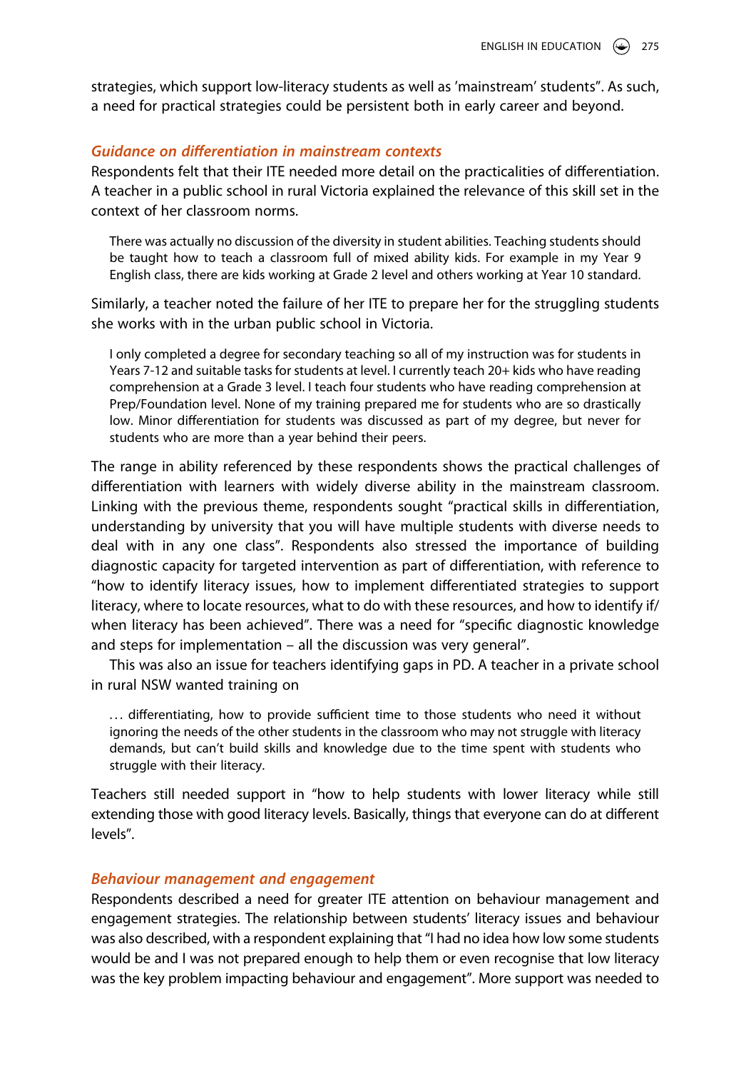strategies, which support low-literacy students as well as 'mainstream' students". As such, a need for practical strategies could be persistent both in early career and beyond.

### *Guidance on differentiation in mainstream contexts*

Respondents felt that their ITE needed more detail on the practicalities of differentiation. A teacher in a public school in rural Victoria explained the relevance of this skill set in the context of her classroom norms.

> There was actually no discussion of the diversity in student abilities. Teaching students should be taught how to teach a classroom full of mixed ability kids. For example in my Year 9 English class, there are kids working at Grade 2 level and others working at Year 10 standard.

Similarly, a teacher noted the failure of her ITE to prepare her for the struggling students she works with in the urban public school in Victoria.

> I only completed a degree for secondary teaching so all of my instruction was for students in Years 7-12 and suitable tasks for students at level. I currently teach 20+ kids who have reading comprehension at a Grade 3 level. I teach four students who have reading comprehension at Prep/Foundation level. None of my training prepared me for students who are so drastically low. Minor differentiation for students was discussed as part of my degree, but never for students who are more than a year behind their peers.

The range in ability referenced by these respondents shows the practical challenges of differentiation with learners with widely diverse ability in the mainstream classroom. Linking with the previous theme, respondents sought "practical skills in differentiation, understanding by university that you will have multiple students with diverse needs to deal with in any one class". Respondents also stressed the importance of building diagnostic capacity for targeted intervention as part of differentiation, with reference to "how to identify literacy issues, how to implement differentiated strategies to support literacy, where to locate resources, what to do with these resources, and how to identify if/when literacy has been achieved". There was a need for "specific diagnostic knowledge and steps for implementation – all the discussion was very general".

This was also an issue for teachers identifying gaps in PD. A teacher in a private school in rural NSW wanted training on

> … differentiating, how to provide sufficient time to those students who need it without ignoring the needs of the other students in the classroom who may not struggle with literacy demands, but can't build skills and knowledge due to the time spent with students who struggle with their literacy.

Teachers still needed support in "how to help students with lower literacy while still extending those with good literacy levels. Basically, things that everyone can do at different levels".

### *Behaviour management and engagement*

Respondents described a need for greater ITE attention on behaviour management and engagement strategies. The relationship between students' literacy issues and behaviour was also described, with a respondent explaining that "I had no idea how low some students would be and I was not prepared enough to help them or even recognise that low literacy was the key problem impacting behaviour and engagement". More support was needed to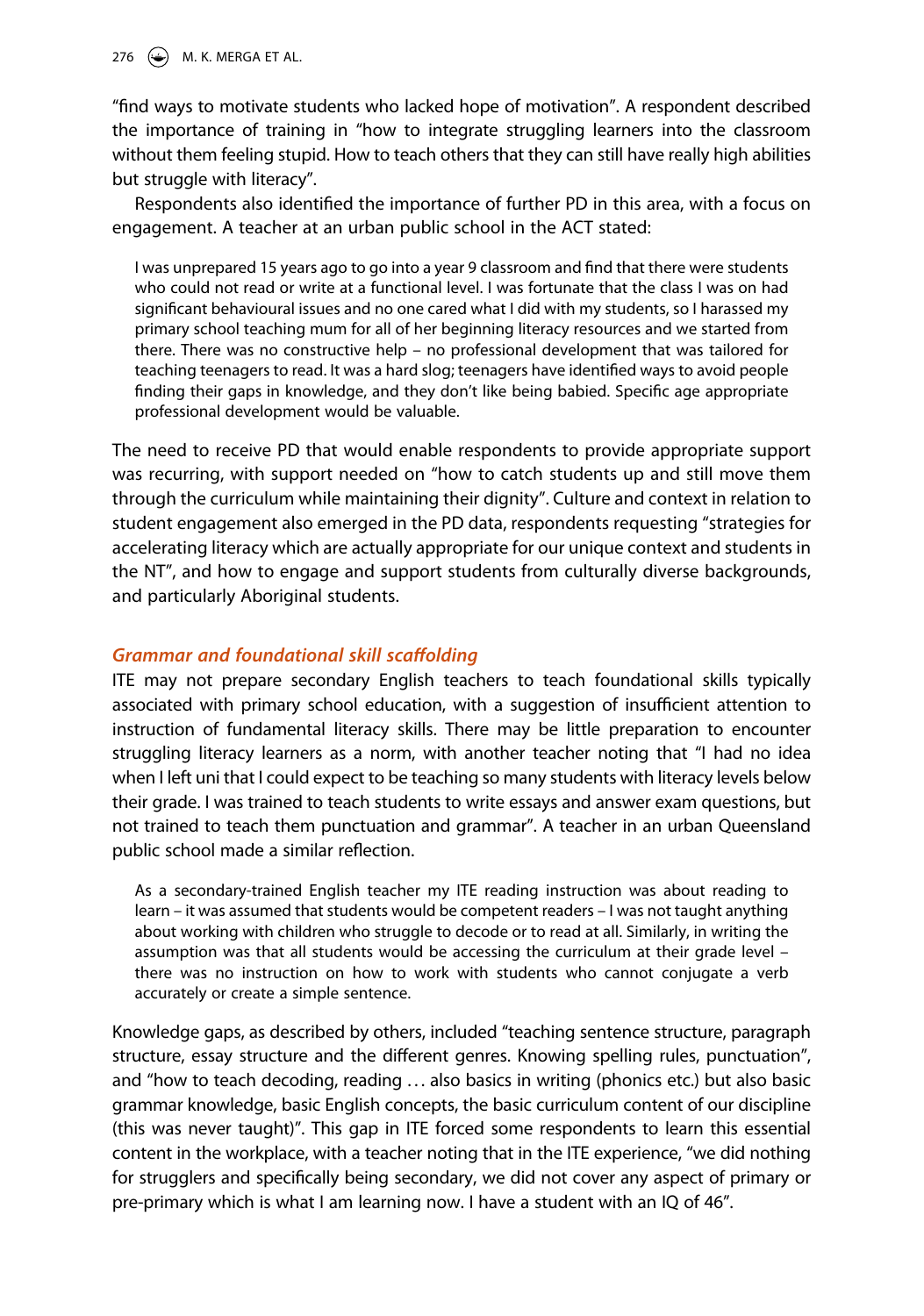"find ways to motivate students who lacked hope of motivation". A respondent described the importance of training in "how to integrate struggling learners into the classroom without them feeling stupid. How to teach others that they can still have really high abilities but struggle with literacy".

Respondents also identified the importance of further PD in this area, with a focus on engagement. A teacher at an urban public school in the ACT stated:

> I was unprepared 15 years ago to go into a year 9 classroom and find that there were students who could not read or write at a functional level. I was fortunate that the class I was on had significant behavioural issues and no one cared what I did with my students, so I harassed my primary school teaching mum for all of her beginning literacy resources and we started from there. There was no constructive help – no professional development that was tailored for teaching teenagers to read. It was a hard slog; teenagers have identified ways to avoid people finding their gaps in knowledge, and they don't like being babied. Specific age appropriate professional development would be valuable.

The need to receive PD that would enable respondents to provide appropriate support was recurring, with support needed on "how to catch students up and still move them through the curriculum while maintaining their dignity". Culture and context in relation to student engagement also emerged in the PD data, respondents requesting "strategies for accelerating literacy which are actually appropriate for our unique context and students in the NT", and how to engage and support students from culturally diverse backgrounds, and particularly Aboriginal students.

### *Grammar and foundational skill scaffolding*

ITE may not prepare secondary English teachers to teach foundational skills typically associated with primary school education, with a suggestion of insufficient attention to instruction of fundamental literacy skills. There may be little preparation to encounter struggling literacy learners as a norm, with another teacher noting that "I had no idea when I left uni that I could expect to be teaching so many students with literacy levels below their grade. I was trained to teach students to write essays and answer exam questions, but not trained to teach them punctuation and grammar". A teacher in an urban Queensland public school made a similar reflection.

> As a secondary-trained English teacher my ITE reading instruction was about reading to learn – it was assumed that students would be competent readers – I was not taught anything about working with children who struggle to decode or to read at all. Similarly, in writing the assumption was that all students would be accessing the curriculum at their grade level – there was no instruction on how to work with students who cannot conjugate a verb accurately or create a simple sentence.

Knowledge gaps, as described by others, included "teaching sentence structure, paragraph structure, essay structure and the different genres. Knowing spelling rules, punctuation", and "how to teach decoding, reading … also basics in writing (phonics etc.) but also basic grammar knowledge, basic English concepts, the basic curriculum content of our discipline (this was never taught)". This gap in ITE forced some respondents to learn this essential content in the workplace, with a teacher noting that in the ITE experience, "we did nothing for strugglers and specifically being secondary, we did not cover any aspect of primary or pre-primary which is what I am learning now. I have a student with an IQ of 46".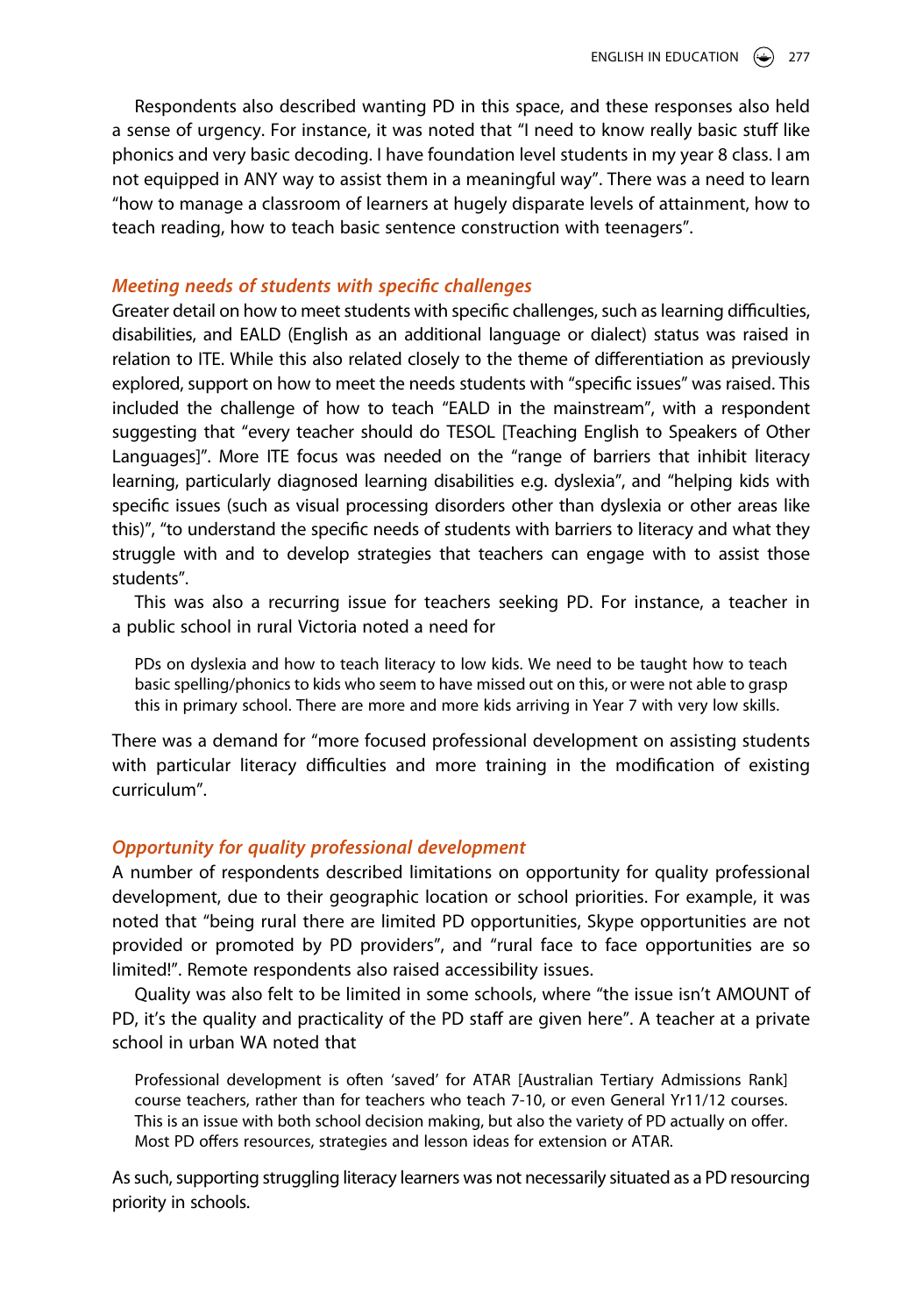Respondents also described wanting PD in this space, and these responses also held a sense of urgency. For instance, it was noted that "I need to know really basic stuff like phonics and very basic decoding. I have foundation level students in my year 8 class. I am not equipped in ANY way to assist them in a meaningful way". There was a need to learn "how to manage a classroom of learners at hugely disparate levels of attainment, how to teach reading, how to teach basic sentence construction with teenagers".

### *Meeting needs of students with specific challenges*

Greater detail on how to meet students with specific challenges, such as learning difficulties, disabilities, and EALD (English as an additional language or dialect) status was raised in relation to ITE. While this also related closely to the theme of differentiation as previously explored, support on how to meet the needs students with "specific issues" was raised. This included the challenge of how to teach "EALD in the mainstream", with a respondent suggesting that "every teacher should do TESOL [Teaching English to Speakers of Other Languages]". More ITE focus was needed on the "range of barriers that inhibit literacy learning, particularly diagnosed learning disabilities e.g. dyslexia", and "helping kids with specific issues (such as visual processing disorders other than dyslexia or other areas like this)", "to understand the specific needs of students with barriers to literacy and what they struggle with and to develop strategies that teachers can engage with to assist those students".

This was also a recurring issue for teachers seeking PD. For instance, a teacher in a public school in rural Victoria noted a need for

> PDs on dyslexia and how to teach literacy to low kids. We need to be taught how to teach basic spelling/phonics to kids who seem to have missed out on this, or were not able to grasp this in primary school. There are more and more kids arriving in Year 7 with very low skills.

There was a demand for "more focused professional development on assisting students with particular literacy difficulties and more training in the modification of existing curriculum".

### *Opportunity for quality professional development*

A number of respondents described limitations on opportunity for quality professional development, due to their geographic location or school priorities. For example, it was noted that "being rural there are limited PD opportunities, Skype opportunities are not provided or promoted by PD providers", and "rural face to face opportunities are so limited!". Remote respondents also raised accessibility issues.

Quality was also felt to be limited in some schools, where "the issue isn't AMOUNT of PD, it's the quality and practicality of the PD staff are given here". A teacher at a private school in urban WA noted that

> Professional development is often 'saved' for ATAR [Australian Tertiary Admissions Rank] course teachers, rather than for teachers who teach 7-10, or even General Yr11/12 courses. This is an issue with both school decision making, but also the variety of PD actually on offer. Most PD offers resources, strategies and lesson ideas for extension or ATAR.

As such, supporting struggling literacy learners was not necessarily situated as a PD resourcing priority in schools.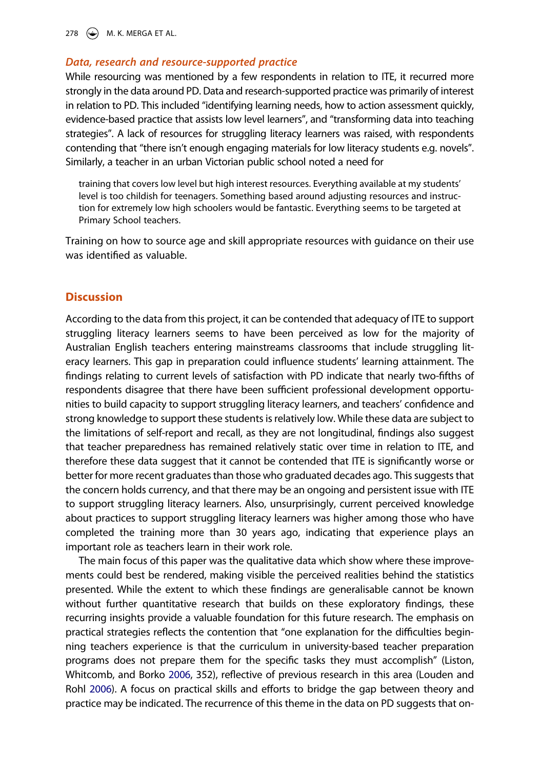### *Data, research and resource-supported practice*

While resourcing was mentioned by a few respondents in relation to ITE, it recurred more strongly in the data around PD. Data and research-supported practice was primarily of interest in relation to PD. This included "identifying learning needs, how to action assessment quickly, evidence-based practice that assists low level learners", and "transforming data into teaching strategies". A lack of resources for struggling literacy learners was raised, with respondents contending that "there isn't enough engaging materials for low literacy students e.g. novels". Similarly, a teacher in an urban Victorian public school noted a need for

> training that covers low level but high interest resources. Everything available at my students' level is too childish for teenagers. Something based around adjusting resources and instruction for extremely low high schoolers would be fantastic. Everything seems to be targeted at Primary School teachers.

Training on how to source age and skill appropriate resources with guidance on their use was identified as valuable.

## Discussion

According to the data from this project, it can be contended that adequacy of ITE to support struggling literacy learners seems to have been perceived as low for the majority of Australian English teachers entering mainstreams classrooms that include struggling literacy learners. This gap in preparation could influence students' learning attainment. The findings relating to current levels of satisfaction with PD indicate that nearly two-fifths of respondents disagree that there have been sufficient professional development opportunities to build capacity to support struggling literacy learners, and teachers' confidence and strong knowledge to support these students is relatively low. While these data are subject to the limitations of self-report and recall, as they are not longitudinal, findings also suggest that teacher preparedness has remained relatively static over time in relation to ITE, and therefore these data suggest that it cannot be contended that ITE is significantly worse or better for more recent graduates than those who graduated decades ago. This suggests that the concern holds currency, and that there may be an ongoing and persistent issue with ITE to support struggling literacy learners. Also, unsurprisingly, current perceived knowledge about practices to support struggling literacy learners was higher among those who have completed the training more than 30 years ago, indicating that experience plays an important role as teachers learn in their work role.

The main focus of this paper was the qualitative data which show where these improvements could best be rendered, making visible the perceived realities behind the statistics presented. While the extent to which these findings are generalisable cannot be known without further quantitative research that builds on these exploratory findings, these recurring insights provide a valuable foundation for this future research. The emphasis on practical strategies reflects the contention that "one explanation for the difficulties beginning teachers experience is that the curriculum in university-based teacher preparation programs does not prepare them for the specific tasks they must accomplish" (Liston, Whitcomb, and Borko 2006, 352), reflective of previous research in this area (Louden and Rohl 2006). A focus on practical skills and efforts to bridge the gap between theory and practice may be indicated. The recurrence of this theme in the data on PD suggests that on-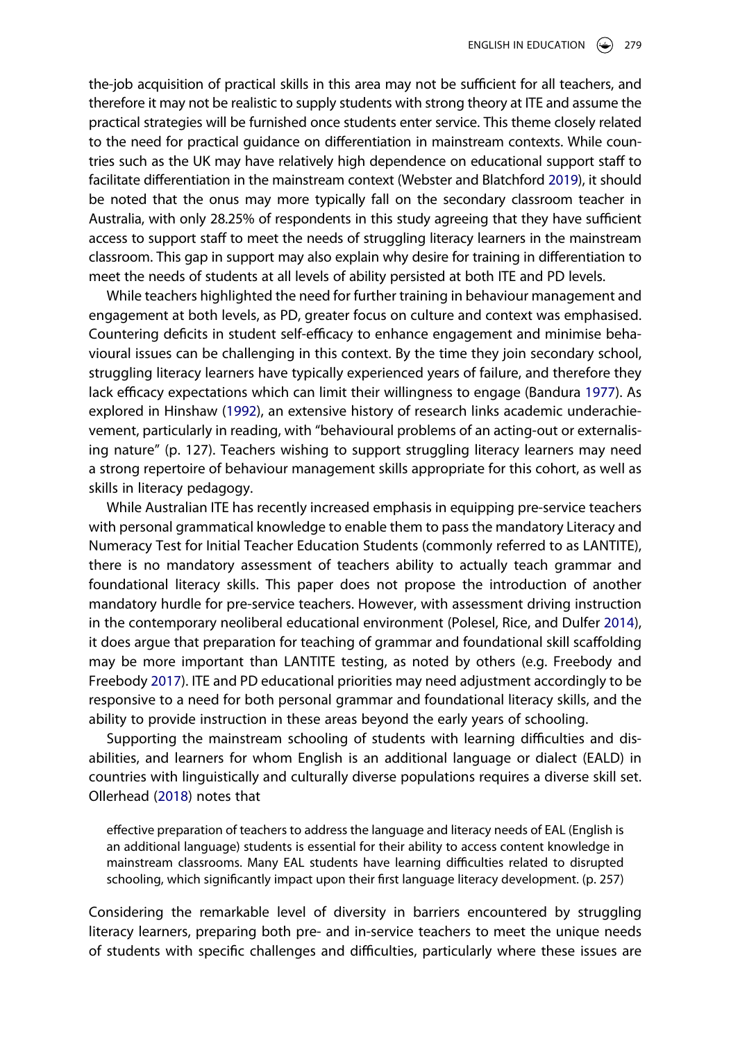the-job acquisition of practical skills in this area may not be sufficient for all teachers, and therefore it may not be realistic to supply students with strong theory at ITE and assume the practical strategies will be furnished once students enter service. This theme closely related to the need for practical guidance on differentiation in mainstream contexts. While countries such as the UK may have relatively high dependence on educational support staff to facilitate differentiation in the mainstream context (Webster and Blatchford 2019), it should be noted that the onus may more typically fall on the secondary classroom teacher in Australia, with only 28.25% of respondents in this study agreeing that they have sufficient access to support staff to meet the needs of struggling literacy learners in the mainstream classroom. This gap in support may also explain why desire for training in differentiation to meet the needs of students at all levels of ability persisted at both ITE and PD levels.

While teachers highlighted the need for further training in behaviour management and engagement at both levels, as PD, greater focus on culture and context was emphasised. Countering deficits in student self-efficacy to enhance engagement and minimise behavioural issues can be challenging in this context. By the time they join secondary school, struggling literacy learners have typically experienced years of failure, and therefore they lack efficacy expectations which can limit their willingness to engage (Bandura 1977). As explored in Hinshaw (1992), an extensive history of research links academic underachievement, particularly in reading, with "behavioural problems of an acting-out or externalising nature" (p. 127). Teachers wishing to support struggling literacy learners may need a strong repertoire of behaviour management skills appropriate for this cohort, as well as skills in literacy pedagogy.

While Australian ITE has recently increased emphasis in equipping pre-service teachers with personal grammatical knowledge to enable them to pass the mandatory Literacy and Numeracy Test for Initial Teacher Education Students (commonly referred to as LANTITE), there is no mandatory assessment of teachers ability to actually teach grammar and foundational literacy skills. This paper does not propose the introduction of another mandatory hurdle for pre-service teachers. However, with assessment driving instruction in the contemporary neoliberal educational environment (Polesel, Rice, and Dulfer 2014), it does argue that preparation for teaching of grammar and foundational skill scaffolding may be more important than LANTITE testing, as noted by others (e.g. Freebody and Freebody 2017). ITE and PD educational priorities may need adjustment accordingly to be responsive to a need for both personal grammar and foundational literacy skills, and the ability to provide instruction in these areas beyond the early years of schooling.

Supporting the mainstream schooling of students with learning difficulties and disabilities, and learners for whom English is an additional language or dialect (EALD) in countries with linguistically and culturally diverse populations requires a diverse skill set. Ollerhead (2018) notes that

> effective preparation of teachers to address the language and literacy needs of EAL (English is an additional language) students is essential for their ability to access content knowledge in mainstream classrooms. Many EAL students have learning difficulties related to disrupted schooling, which significantly impact upon their first language literacy development. (p. 257)

Considering the remarkable level of diversity in barriers encountered by struggling literacy learners, preparing both pre- and in-service teachers to meet the unique needs of students with specific challenges and difficulties, particularly where these issues are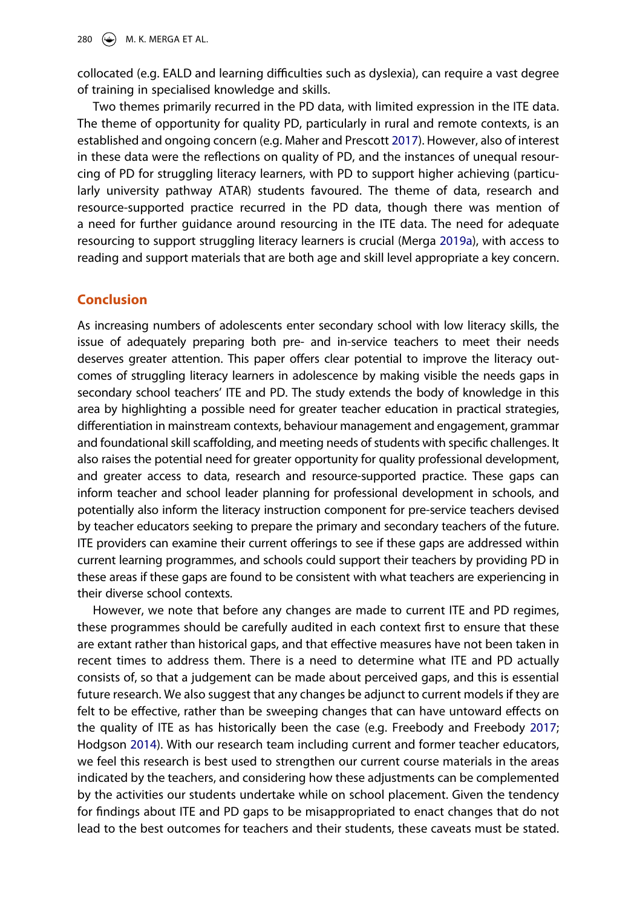collocated (e.g. EALD and learning difficulties such as dyslexia), can require a vast degree of training in specialised knowledge and skills.

Two themes primarily recurred in the PD data, with limited expression in the ITE data. The theme of opportunity for quality PD, particularly in rural and remote contexts, is an established and ongoing concern (e.g. Maher and Prescott 2017). However, also of interest in these data were the reflections on quality of PD, and the instances of unequal resourcing of PD for struggling literacy learners, with PD to support higher achieving (particularly university pathway ATAR) students favoured. The theme of data, research and resource-supported practice recurred in the PD data, though there was mention of a need for further guidance around resourcing in the ITE data. The need for adequate resourcing to support struggling literacy learners is crucial (Merga 2019a), with access to reading and support materials that are both age and skill level appropriate a key concern.

## Conclusion

As increasing numbers of adolescents enter secondary school with low literacy skills, the issue of adequately preparing both pre- and in-service teachers to meet their needs deserves greater attention. This paper offers clear potential to improve the literacy outcomes of struggling literacy learners in adolescence by making visible the needs gaps in secondary school teachers' ITE and PD. The study extends the body of knowledge in this area by highlighting a possible need for greater teacher education in practical strategies, differentiation in mainstream contexts, behaviour management and engagement, grammar and foundational skill scaffolding, and meeting needs of students with specific challenges. It also raises the potential need for greater opportunity for quality professional development, and greater access to data, research and resource-supported practice. These gaps can inform teacher and school leader planning for professional development in schools, and potentially also inform the literacy instruction component for pre-service teachers devised by teacher educators seeking to prepare the primary and secondary teachers of the future. ITE providers can examine their current offerings to see if these gaps are addressed within current learning programmes, and schools could support their teachers by providing PD in these areas if these gaps are found to be consistent with what teachers are experiencing in their diverse school contexts.

However, we note that before any changes are made to current ITE and PD regimes, these programmes should be carefully audited in each context first to ensure that these are extant rather than historical gaps, and that effective measures have not been taken in recent times to address them. There is a need to determine what ITE and PD actually consists of, so that a judgement can be made about perceived gaps, and this is essential future research. We also suggest that any changes be adjunct to current models if they are felt to be effective, rather than be sweeping changes that can have untoward effects on the quality of ITE as has historically been the case (e.g. Freebody and Freebody 2017; Hodgson 2014). With our research team including current and former teacher educators, we feel this research is best used to strengthen our current course materials in the areas indicated by the teachers, and considering how these adjustments can be complemented by the activities our students undertake while on school placement. Given the tendency for findings about ITE and PD gaps to be misappropriated to enact changes that do not lead to the best outcomes for teachers and their students, these caveats must be stated.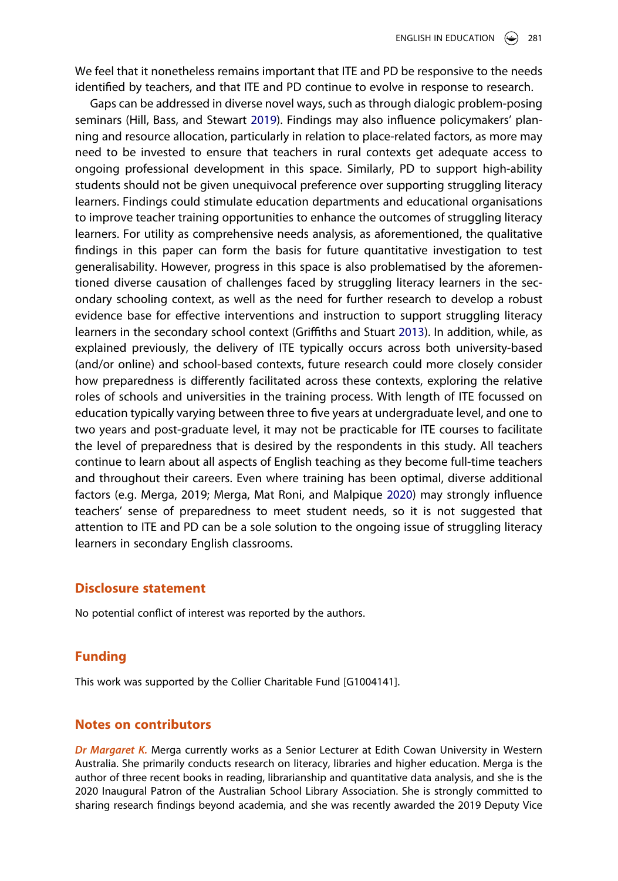We feel that it nonetheless remains important that ITE and PD be responsive to the needs identified by teachers, and that ITE and PD continue to evolve in response to research.

Gaps can be addressed in diverse novel ways, such as through dialogic problem-posing seminars (Hill, Bass, and Stewart 2019). Findings may also influence policymakers' planning and resource allocation, particularly in relation to place-related factors, as more may need to be invested to ensure that teachers in rural contexts get adequate access to ongoing professional development in this space. Similarly, PD to support high-ability students should not be given unequivocal preference over supporting struggling literacy learners. Findings could stimulate education departments and educational organisations to improve teacher training opportunities to enhance the outcomes of struggling literacy learners. For utility as comprehensive needs analysis, as aforementioned, the qualitative findings in this paper can form the basis for future quantitative investigation to test generalisability. However, progress in this space is also problematised by the aforementioned diverse causation of challenges faced by struggling literacy learners in the secondary schooling context, as well as the need for further research to develop a robust evidence base for effective interventions and instruction to support struggling literacy learners in the secondary school context (Griffiths and Stuart 2013). In addition, while, as explained previously, the delivery of ITE typically occurs across both university-based (and/or online) and school-based contexts, future research could more closely consider how preparedness is differently facilitated across these contexts, exploring the relative roles of schools and universities in the training process. With length of ITE focussed on education typically varying between three to five years at undergraduate level, and one to two years and post-graduate level, it may not be practicable for ITE courses to facilitate the level of preparedness that is desired by the respondents in this study. All teachers continue to learn about all aspects of English teaching as they become full-time teachers and throughout their careers. Even where training has been optimal, diverse additional factors (e.g. Merga, 2019; Merga, Mat Roni, and Malpique 2020) may strongly influence teachers' sense of preparedness to meet student needs, so it is not suggested that attention to ITE and PD can be a sole solution to the ongoing issue of struggling literacy learners in secondary English classrooms.

## Disclosure statement

No potential conflict of interest was reported by the authors.

## Funding

This work was supported by the Collier Charitable Fund [G1004141].

## Notes on contributors

*Dr Margaret K.* Merga currently works as a Senior Lecturer at Edith Cowan University in Western Australia. She primarily conducts research on literacy, libraries and higher education. Merga is the author of three recent books in reading, librarianship and quantitative data analysis, and she is the 2020 Inaugural Patron of the Australian School Library Association. She is strongly committed to sharing research findings beyond academia, and she was recently awarded the 2019 Deputy Vice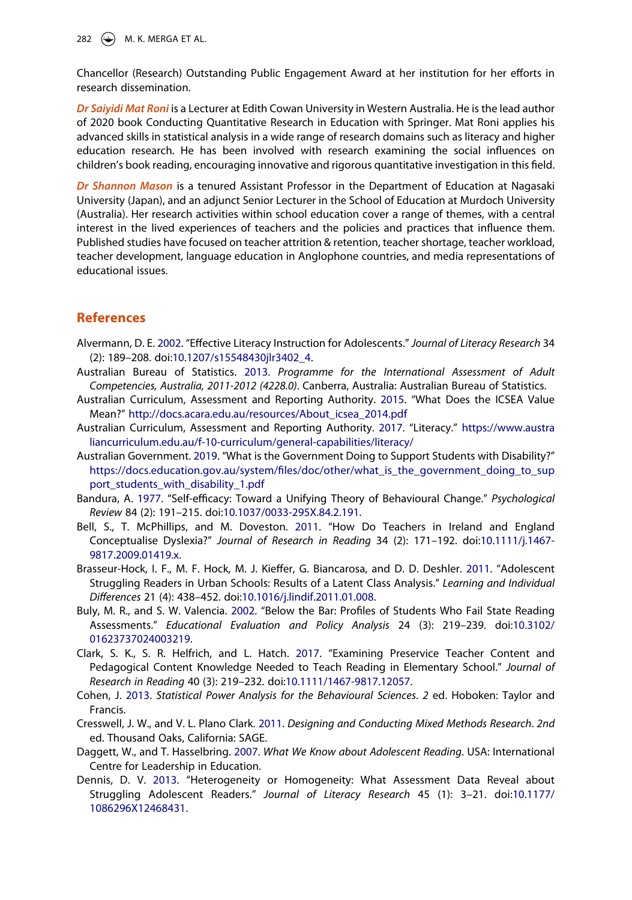Chancellor (Research) Outstanding Public Engagement Award at her institution for her efforts in research dissemination.

***Dr Saiyidi Mat Roni*** is a Lecturer at Edith Cowan University in Western Australia. He is the lead author of 2020 book Conducting Quantitative Research in Education with Springer. Mat Roni applies his advanced skills in statistical analysis in a wide range of research domains such as literacy and higher education research. He has been involved with research examining the social influences on children's book reading, encouraging innovative and rigorous quantitative investigation in this field.

***Dr Shannon Mason*** is a tenured Assistant Professor in the Department of Education at Nagasaki University (Japan), and an adjunct Senior Lecturer in the School of Education at Murdoch University (Australia). Her research activities within school education cover a range of themes, with a central interest in the lived experiences of teachers and the policies and practices that influence them. Published studies have focused on teacher attrition & retention, teacher shortage, teacher workload, teacher development, language education in Anglophone countries, and media representations of educational issues.

## References

Alvermann, D. E. 2002. "Effective Literacy Instruction for Adolescents." *Journal of Literacy Research* 34 (2): 189–208. doi:10.1207/s15548430jlr3402_4.

Australian Bureau of Statistics. 2013. *Programme for the International Assessment of Adult Competencies, Australia, 2011-2012 (4228.0)*. Canberra, Australia: Australian Bureau of Statistics.

Australian Curriculum, Assessment and Reporting Authority. 2015. "What Does the ICSEA Value Mean?" http://docs.acara.edu.au/resources/About_icsea_2014.pdf

Australian Curriculum, Assessment and Reporting Authority. 2017. "Literacy." https://www.australiancurriculum.edu.au/f-10-curriculum/general-capabilities/literacy/

Australian Government. 2019. "What is the Government Doing to Support Students with Disability?" https://docs.education.gov.au/system/files/doc/other/what_is_the_government_doing_to_support_students_with_disability_1.pdf

Bandura, A. 1977. "Self-efficacy: Toward a Unifying Theory of Behavioural Change." *Psychological Review* 84 (2): 191–215. doi:10.1037/0033-295X.84.2.191.

Bell, S., T. McPhillips, and M. Doveston. 2011. "How Do Teachers in Ireland and England Conceptualise Dyslexia?" *Journal of Research in Reading* 34 (2): 171–192. doi:10.1111/j.1467-9817.2009.01419.x.

Brasseur-Hock, I. F., M. F. Hock, M. J. Kieffer, G. Biancarosa, and D. D. Deshler. 2011. "Adolescent Struggling Readers in Urban Schools: Results of a Latent Class Analysis." *Learning and Individual Differences* 21 (4): 438–452. doi:10.1016/j.lindif.2011.01.008.

Buly, M. R., and S. W. Valencia. 2002. "Below the Bar: Profiles of Students Who Fail State Reading Assessments." *Educational Evaluation and Policy Analysis* 24 (3): 219–239. doi:10.3102/01623737024003219.

Clark, S. K., S. R. Helfrich, and L. Hatch. 2017. "Examining Preservice Teacher Content and Pedagogical Content Knowledge Needed to Teach Reading in Elementary School." *Journal of Research in Reading* 40 (3): 219–232. doi:10.1111/1467-9817.12057.

Cohen, J. 2013. *Statistical Power Analysis for the Behavioural Sciences*. 2 ed. Hoboken: Taylor and Francis.

Cresswell, J. W., and V. L. Plano Clark. 2011. *Designing and Conducting Mixed Methods Research*. *2nd* ed. Thousand Oaks, California: SAGE.

Daggett, W., and T. Hasselbring. 2007. *What We Know about Adolescent Reading*. USA: International Centre for Leadership in Education.

Dennis, D. V. 2013. "Heterogeneity or Homogeneity: What Assessment Data Reveal about Struggling Adolescent Readers." *Journal of Literacy Research* 45 (1): 3–21. doi:10.1177/1086296X12468431.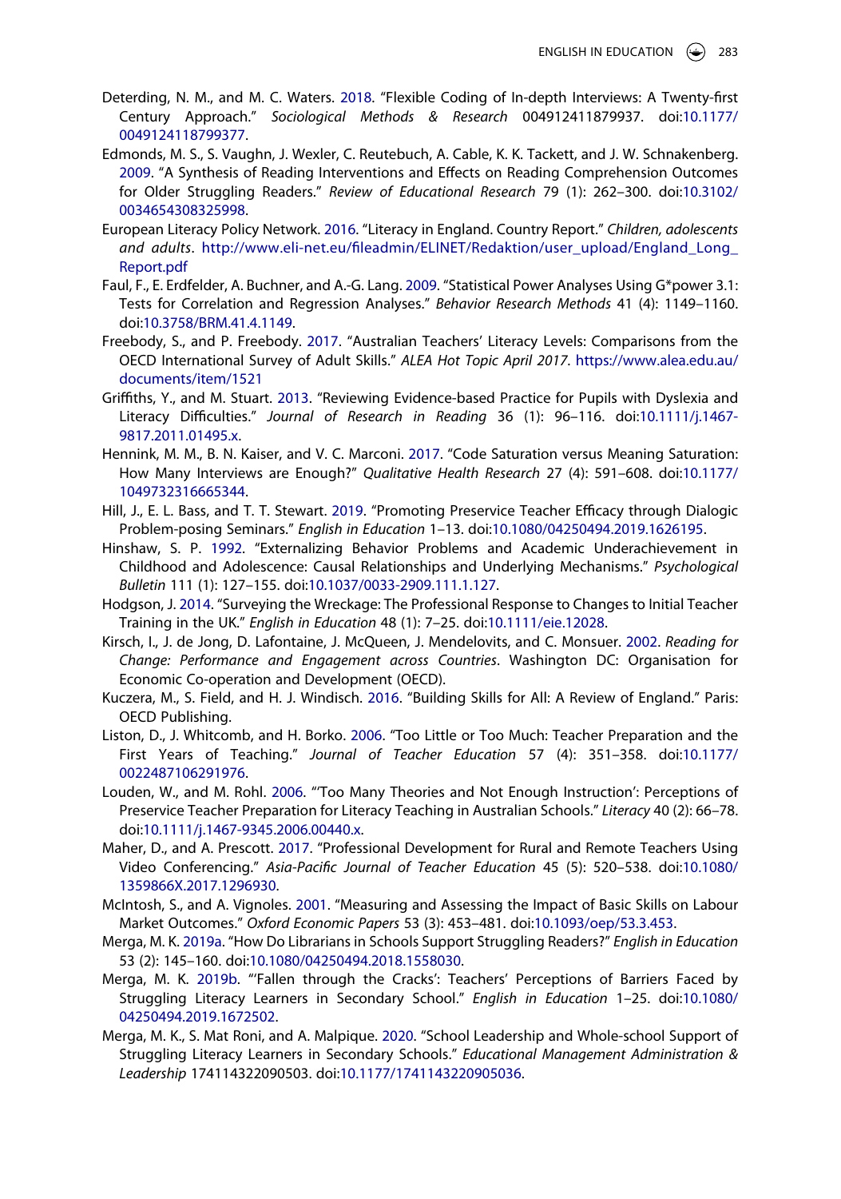Deterding, N. M., and M. C. Waters. 2018. "Flexible Coding of In-depth Interviews: A Twenty-first Century Approach." *Sociological Methods & Research* 004912411879937. doi:10.1177/0049124118799377.

Edmonds, M. S., S. Vaughn, J. Wexler, C. Reutebuch, A. Cable, K. K. Tackett, and J. W. Schnakenberg. 2009. "A Synthesis of Reading Interventions and Effects on Reading Comprehension Outcomes for Older Struggling Readers." *Review of Educational Research* 79 (1): 262–300. doi:10.3102/0034654308325998.

European Literacy Policy Network. 2016. "Literacy in England. Country Report." *Children, adolescents and adults*. http://www.eli-net.eu/fileadmin/ELINET/Redaktion/user_upload/England_Long_Report.pdf

Faul, F., E. Erdfelder, A. Buchner, and A.-G. Lang. 2009. "Statistical Power Analyses Using G*power 3.1: Tests for Correlation and Regression Analyses." *Behavior Research Methods* 41 (4): 1149–1160. doi:10.3758/BRM.41.4.1149.

Freebody, S., and P. Freebody. 2017. "Australian Teachers' Literacy Levels: Comparisons from the OECD International Survey of Adult Skills." *ALEA Hot Topic April 2017*. https://www.alea.edu.au/documents/item/1521

Griffiths, Y., and M. Stuart. 2013. "Reviewing Evidence-based Practice for Pupils with Dyslexia and Literacy Difficulties." *Journal of Research in Reading* 36 (1): 96–116. doi:10.1111/j.1467-9817.2011.01495.x.

Hennink, M. M., B. N. Kaiser, and V. C. Marconi. 2017. "Code Saturation versus Meaning Saturation: How Many Interviews are Enough?" *Qualitative Health Research* 27 (4): 591–608. doi:10.1177/1049732316665344.

Hill, J., E. L. Bass, and T. T. Stewart. 2019. "Promoting Preservice Teacher Efficacy through Dialogic Problem-posing Seminars." *English in Education* 1–13. doi:10.1080/04250494.2019.1626195.

Hinshaw, S. P. 1992. "Externalizing Behavior Problems and Academic Underachievement in Childhood and Adolescence: Causal Relationships and Underlying Mechanisms." *Psychological Bulletin* 111 (1): 127–155. doi:10.1037/0033-2909.111.1.127.

Hodgson, J. 2014. "Surveying the Wreckage: The Professional Response to Changes to Initial Teacher Training in the UK." *English in Education* 48 (1): 7–25. doi:10.1111/eie.12028.

Kirsch, I., J. de Jong, D. Lafontaine, J. McQueen, J. Mendelovits, and C. Monsuer. 2002. *Reading for Change: Performance and Engagement across Countries*. Washington DC: Organisation for Economic Co-operation and Development (OECD).

Kuczera, M., S. Field, and H. J. Windisch. 2016. "Building Skills for All: A Review of England." Paris: OECD Publishing.

Liston, D., J. Whitcomb, and H. Borko. 2006. "Too Little or Too Much: Teacher Preparation and the First Years of Teaching." *Journal of Teacher Education* 57 (4): 351–358. doi:10.1177/0022487106291976.

Louden, W., and M. Rohl. 2006. "'Too Many Theories and Not Enough Instruction': Perceptions of Preservice Teacher Preparation for Literacy Teaching in Australian Schools." *Literacy* 40 (2): 66–78. doi:10.1111/j.1467-9345.2006.00440.x.

Maher, D., and A. Prescott. 2017. "Professional Development for Rural and Remote Teachers Using Video Conferencing." *Asia-Pacific Journal of Teacher Education* 45 (5): 520–538. doi:10.1080/1359866X.2017.1296930.

McIntosh, S., and A. Vignoles. 2001. "Measuring and Assessing the Impact of Basic Skills on Labour Market Outcomes." *Oxford Economic Papers* 53 (3): 453–481. doi:10.1093/oep/53.3.453.

Merga, M. K. 2019a. "How Do Librarians in Schools Support Struggling Readers?" *English in Education* 53 (2): 145–160. doi:10.1080/04250494.2018.1558030.

Merga, M. K. 2019b. "'Fallen through the Cracks': Teachers' Perceptions of Barriers Faced by Struggling Literacy Learners in Secondary School." *English in Education* 1–25. doi:10.1080/04250494.2019.1672502.

Merga, M. K., S. Mat Roni, and A. Malpique. 2020. "School Leadership and Whole-school Support of Struggling Literacy Learners in Secondary Schools." *Educational Management Administration & Leadership* 174114322090503. doi:10.1177/1741143220905036.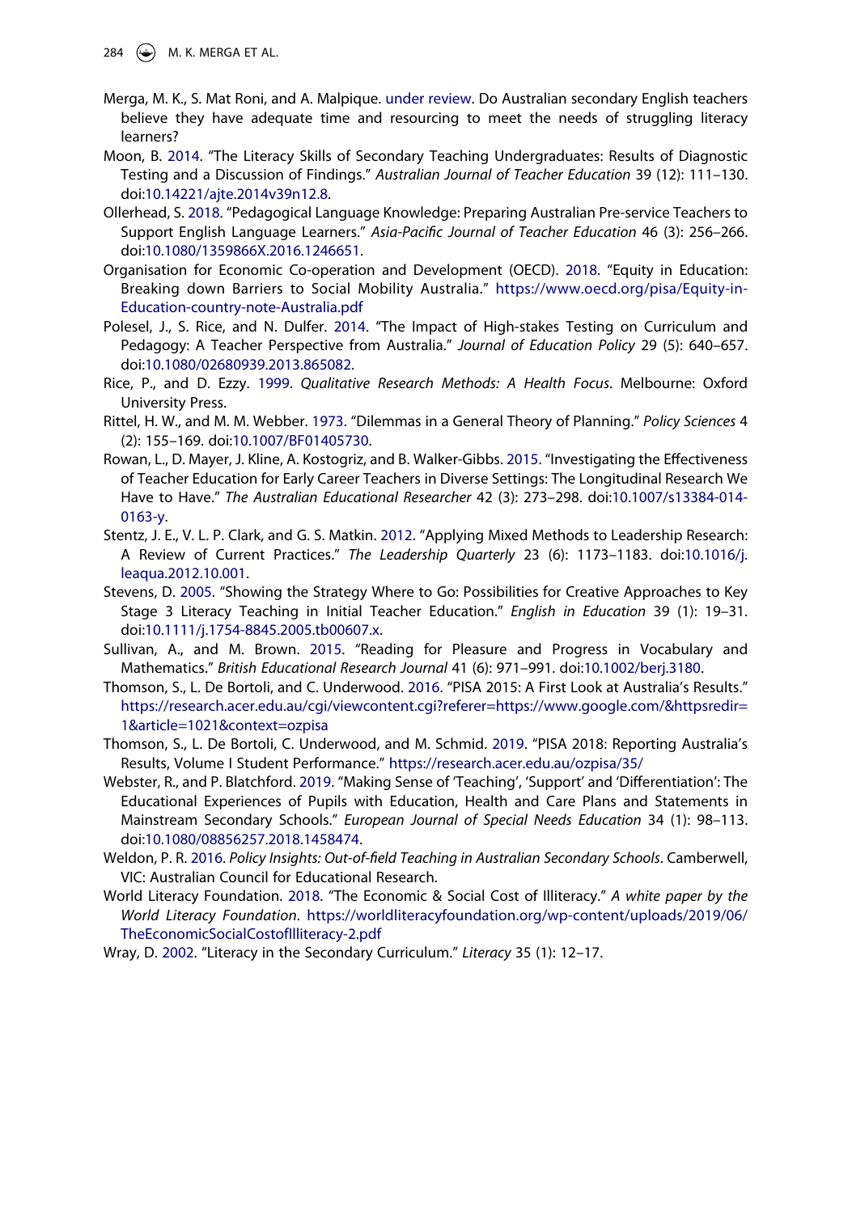Merga, M. K., S. Mat Roni, and A. Malpique. under review. Do Australian secondary English teachers believe they have adequate time and resourcing to meet the needs of struggling literacy learners?

Moon, B. 2014. "The Literacy Skills of Secondary Teaching Undergraduates: Results of Diagnostic Testing and a Discussion of Findings." *Australian Journal of Teacher Education* 39 (12): 111–130. doi:10.14221/ajte.2014v39n12.8.

Ollerhead, S. 2018. "Pedagogical Language Knowledge: Preparing Australian Pre-service Teachers to Support English Language Learners." *Asia-Pacific Journal of Teacher Education* 46 (3): 256–266. doi:10.1080/1359866X.2016.1246651.

Organisation for Economic Co-operation and Development (OECD). 2018. "Equity in Education: Breaking down Barriers to Social Mobility Australia." https://www.oecd.org/pisa/Equity-in-Education-country-note-Australia.pdf

Polesel, J., S. Rice, and N. Dulfer. 2014. "The Impact of High-stakes Testing on Curriculum and Pedagogy: A Teacher Perspective from Australia." *Journal of Education Policy* 29 (5): 640–657. doi:10.1080/02680939.2013.865082.

Rice, P., and D. Ezzy. 1999. *Qualitative Research Methods: A Health Focus*. Melbourne: Oxford University Press.

Rittel, H. W., and M. M. Webber. 1973. "Dilemmas in a General Theory of Planning." *Policy Sciences* 4 (2): 155–169. doi:10.1007/BF01405730.

Rowan, L., D. Mayer, J. Kline, A. Kostogriz, and B. Walker-Gibbs. 2015. "Investigating the Effectiveness of Teacher Education for Early Career Teachers in Diverse Settings: The Longitudinal Research We Have to Have." *The Australian Educational Researcher* 42 (3): 273–298. doi:10.1007/s13384-014-0163-y.

Stentz, J. E., V. L. P. Clark, and G. S. Matkin. 2012. "Applying Mixed Methods to Leadership Research: A Review of Current Practices." *The Leadership Quarterly* 23 (6): 1173–1183. doi:10.1016/j.leaqua.2012.10.001.

Stevens, D. 2005. "Showing the Strategy Where to Go: Possibilities for Creative Approaches to Key Stage 3 Literacy Teaching in Initial Teacher Education." *English in Education* 39 (1): 19–31. doi:10.1111/j.1754-8845.2005.tb00607.x.

Sullivan, A., and M. Brown. 2015. "Reading for Pleasure and Progress in Vocabulary and Mathematics." *British Educational Research Journal* 41 (6): 971–991. doi:10.1002/berj.3180.

Thomson, S., L. De Bortoli, and C. Underwood. 2016. "PISA 2015: A First Look at Australia's Results." https://research.acer.edu.au/cgi/viewcontent.cgi?referer=https://www.google.com/&httpsredir=1&article=1021&context=ozpisa

Thomson, S., L. De Bortoli, C. Underwood, and M. Schmid. 2019. "PISA 2018: Reporting Australia's Results, Volume I Student Performance." https://research.acer.edu.au/ozpisa/35/

Webster, R., and P. Blatchford. 2019. "Making Sense of 'Teaching', 'Support' and 'Differentiation': The Educational Experiences of Pupils with Education, Health and Care Plans and Statements in Mainstream Secondary Schools." *European Journal of Special Needs Education* 34 (1): 98–113. doi:10.1080/08856257.2018.1458474.

Weldon, P. R. 2016. *Policy Insights: Out-of-field Teaching in Australian Secondary Schools*. Camberwell, VIC: Australian Council for Educational Research.

World Literacy Foundation. 2018. "The Economic & Social Cost of Illiteracy." *A white paper by the World Literacy Foundation*. https://worldliteracyfoundation.org/wp-content/uploads/2019/06/TheEconomicSocialCostofIlliteracy-2.pdf

Wray, D. 2002. "Literacy in the Secondary Curriculum." *Literacy* 35 (1): 12–17.